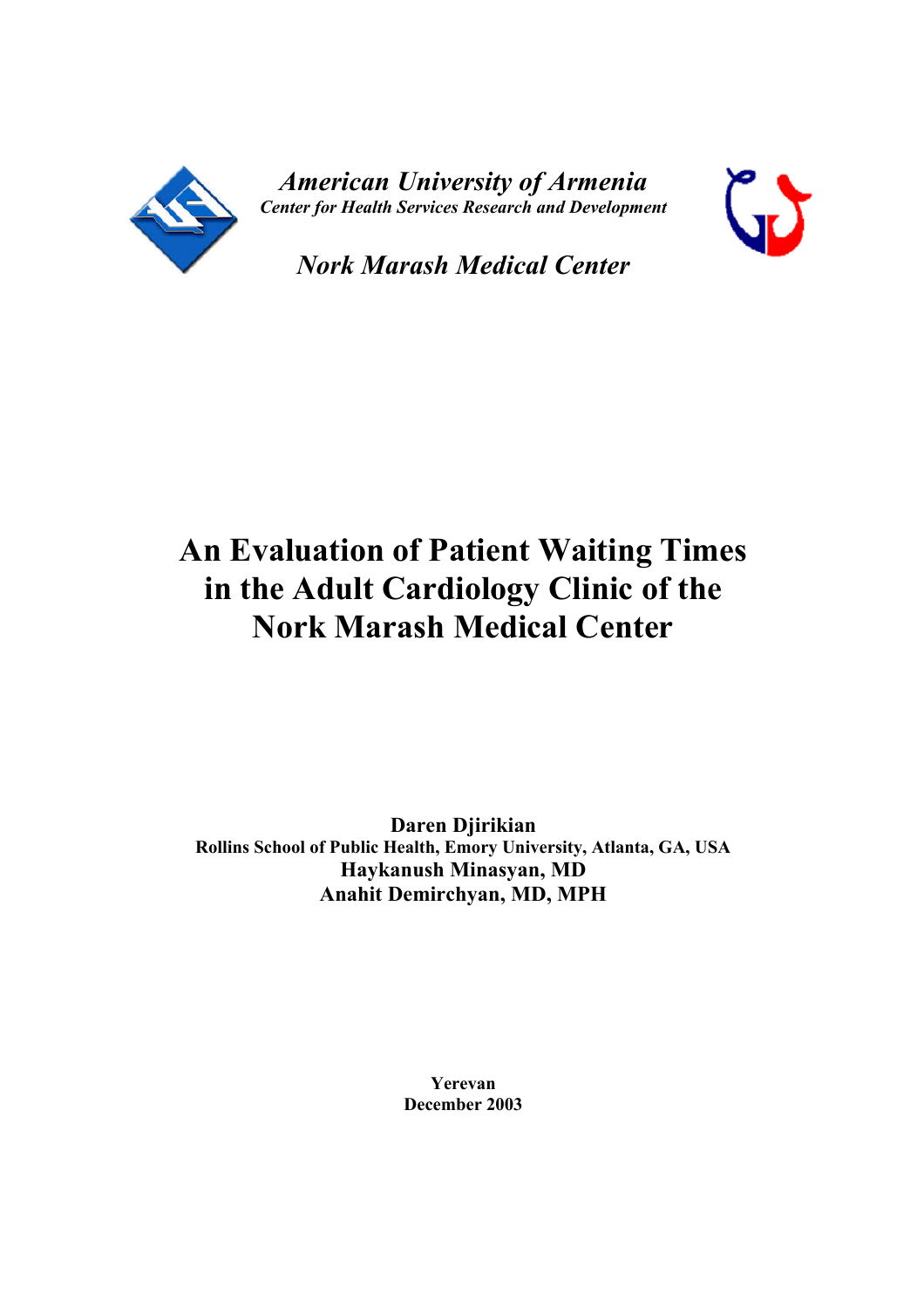*American University of Armenia*

*Center for Health Services Research and Development*

*Nork Marash Medical Center*

# An Evaluation of Patient Waiting Times in the Adult Cardiology Clinic of the Nork Marash Medical Center

**Daren Djirikian**

**Rollins School of Public Health, Emory University, Atlanta, GA, USA**

**Haykanush Minasyan, MD**

**Anahit Demirchyan, MD, MPH**

**Yerevan**

**December 2003**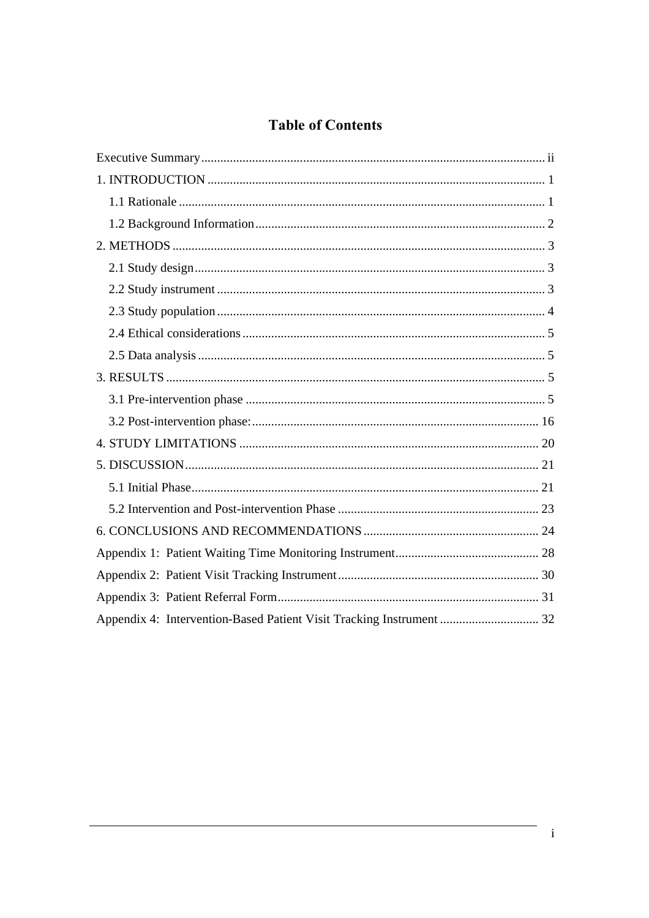# Table of Contents

Executive Summary ii

1. INTRODUCTION 1
   - 1.1 Rationale 1
   - 1.2 Background Information 2
2. METHODS 3
   - 2.1 Study design 3
   - 2.2 Study instrument 3
   - 2.3 Study population 4
   - 2.4 Ethical considerations 5
   - 2.5 Data analysis 5
3. RESULTS 5
   - 3.1 Pre-intervention phase 5
   - 3.2 Post-intervention phase: 16
4. STUDY LIMITATIONS 20
5. DISCUSSION 21
   - 5.1 Initial Phase 21
   - 5.2 Intervention and Post-intervention Phase 23
6. CONCLUSIONS AND RECOMMENDATIONS 24

Appendix 1: Patient Waiting Time Monitoring Instrument 28

Appendix 2: Patient Visit Tracking Instrument 30

Appendix 3: Patient Referral Form 31

Appendix 4: Intervention-Based Patient Visit Tracking Instrument 32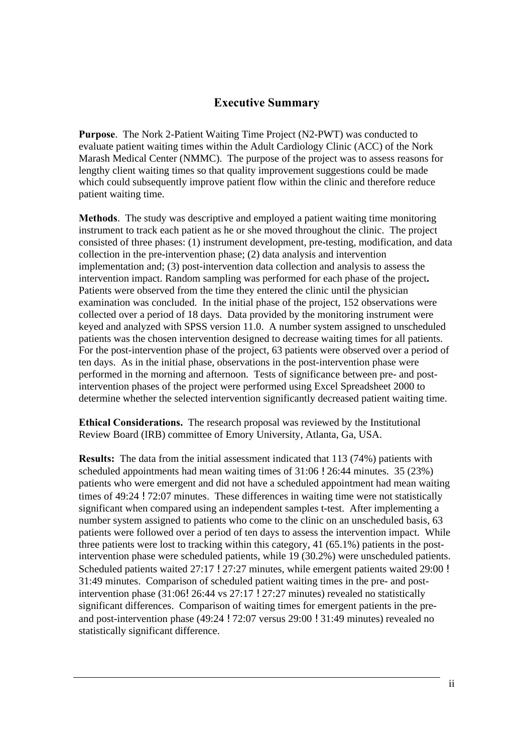## Executive Summary

**Purpose**. The Nork 2-Patient Waiting Time Project (N2-PWT) was conducted to evaluate patient waiting times within the Adult Cardiology Clinic (ACC) of the Nork Marash Medical Center (NMMC). The purpose of the project was to assess reasons for lengthy client waiting times so that quality improvement suggestions could be made which could subsequently improve patient flow within the clinic and therefore reduce patient waiting time.

**Methods**. The study was descriptive and employed a patient waiting time monitoring instrument to track each patient as he or she moved throughout the clinic. The project consisted of three phases: (1) instrument development, pre-testing, modification, and data collection in the pre-intervention phase; (2) data analysis and intervention implementation and; (3) post-intervention data collection and analysis to assess the intervention impact. Random sampling was performed for each phase of the project**.** Patients were observed from the time they entered the clinic until the physician examination was concluded. In the initial phase of the project, 152 observations were collected over a period of 18 days. Data provided by the monitoring instrument were keyed and analyzed with SPSS version 11.0. A number system assigned to unscheduled patients was the chosen intervention designed to decrease waiting times for all patients. For the post-intervention phase of the project, 63 patients were observed over a period of ten days. As in the initial phase, observations in the post-intervention phase were performed in the morning and afternoon. Tests of significance between pre- and post-intervention phases of the project were performed using Excel Spreadsheet 2000 to determine whether the selected intervention significantly decreased patient waiting time.

**Ethical Considerations.** The research proposal was reviewed by the Institutional Review Board (IRB) committee of Emory University, Atlanta, Ga, USA.

**Results:** The data from the initial assessment indicated that 113 (74%) patients with scheduled appointments had mean waiting times of 31:06 ! 26:44 minutes. 35 (23%) patients who were emergent and did not have a scheduled appointment had mean waiting times of 49:24 ! 72:07 minutes. These differences in waiting time were not statistically significant when compared using an independent samples t-test. After implementing a number system assigned to patients who come to the clinic on an unscheduled basis, 63 patients were followed over a period of ten days to assess the intervention impact. While three patients were lost to tracking within this category, 41 (65.1%) patients in the post-intervention phase were scheduled patients, while 19 (30.2%) were unscheduled patients. Scheduled patients waited 27:17 ! 27:27 minutes, while emergent patients waited 29:00 ! 31:49 minutes. Comparison of scheduled patient waiting times in the pre- and post-intervention phase (31:06! 26:44 vs 27:17 ! 27:27 minutes) revealed no statistically significant differences. Comparison of waiting times for emergent patients in the pre- and post-intervention phase (49:24 ! 72:07 versus 29:00 ! 31:49 minutes) revealed no statistically significant difference.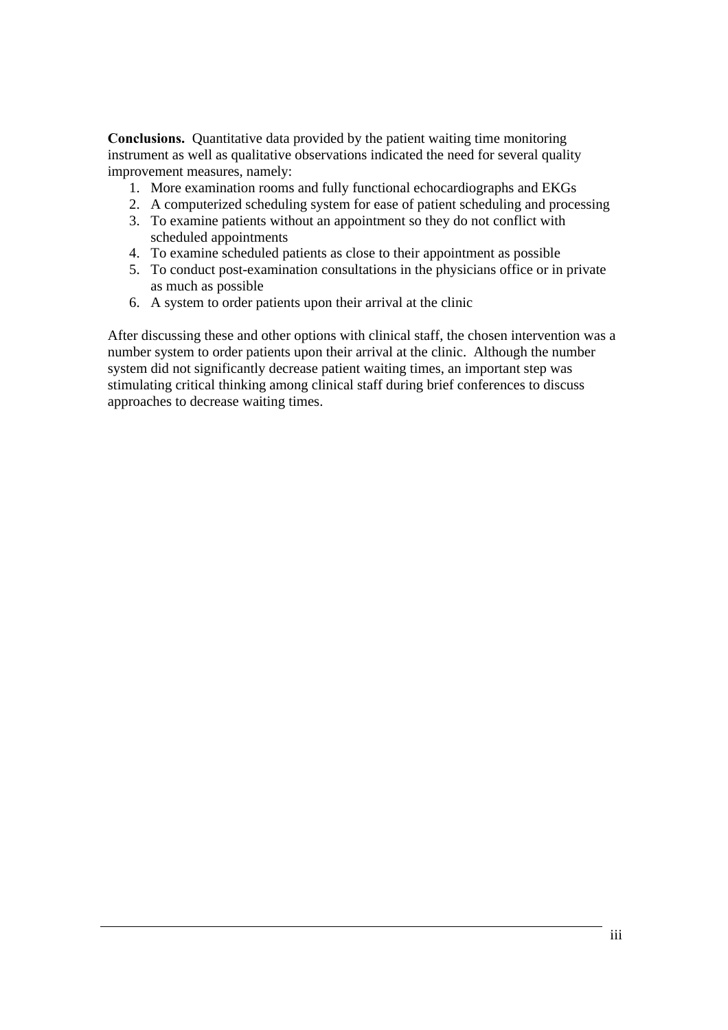**Conclusions.** Quantitative data provided by the patient waiting time monitoring instrument as well as qualitative observations indicated the need for several quality improvement measures, namely:

1. More examination rooms and fully functional echocardiographs and EKGs
2. A computerized scheduling system for ease of patient scheduling and processing
3. To examine patients without an appointment so they do not conflict with scheduled appointments
4. To examine scheduled patients as close to their appointment as possible
5. To conduct post-examination consultations in the physicians office or in private as much as possible
6. A system to order patients upon their arrival at the clinic

After discussing these and other options with clinical staff, the chosen intervention was a number system to order patients upon their arrival at the clinic. Although the number system did not significantly decrease patient waiting times, an important step was stimulating critical thinking among clinical staff during brief conferences to discuss approaches to decrease waiting times.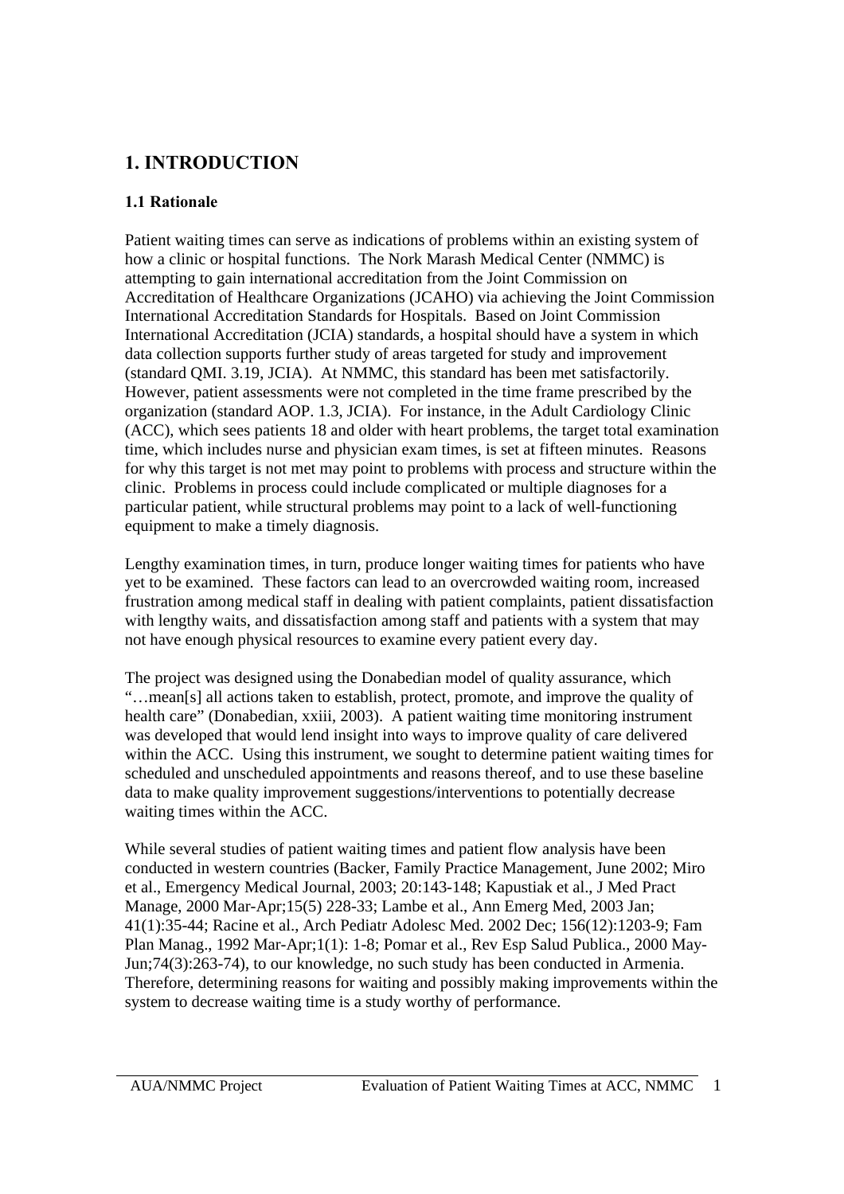# 1. INTRODUCTION

## 1.1 Rationale

Patient waiting times can serve as indications of problems within an existing system of how a clinic or hospital functions. The Nork Marash Medical Center (NMMC) is attempting to gain international accreditation from the Joint Commission on Accreditation of Healthcare Organizations (JCAHO) via achieving the Joint Commission International Accreditation Standards for Hospitals. Based on Joint Commission International Accreditation (JCIA) standards, a hospital should have a system in which data collection supports further study of areas targeted for study and improvement (standard QMI. 3.19, JCIA). At NMMC, this standard has been met satisfactorily. However, patient assessments were not completed in the time frame prescribed by the organization (standard AOP. 1.3, JCIA). For instance, in the Adult Cardiology Clinic (ACC), which sees patients 18 and older with heart problems, the target total examination time, which includes nurse and physician exam times, is set at fifteen minutes. Reasons for why this target is not met may point to problems with process and structure within the clinic. Problems in process could include complicated or multiple diagnoses for a particular patient, while structural problems may point to a lack of well-functioning equipment to make a timely diagnosis.

Lengthy examination times, in turn, produce longer waiting times for patients who have yet to be examined. These factors can lead to an overcrowded waiting room, increased frustration among medical staff in dealing with patient complaints, patient dissatisfaction with lengthy waits, and dissatisfaction among staff and patients with a system that may not have enough physical resources to examine every patient every day.

The project was designed using the Donabedian model of quality assurance, which "…mean[s] all actions taken to establish, protect, promote, and improve the quality of health care" (Donabedian, xxiii, 2003). A patient waiting time monitoring instrument was developed that would lend insight into ways to improve quality of care delivered within the ACC. Using this instrument, we sought to determine patient waiting times for scheduled and unscheduled appointments and reasons thereof, and to use these baseline data to make quality improvement suggestions/interventions to potentially decrease waiting times within the ACC.

While several studies of patient waiting times and patient flow analysis have been conducted in western countries (Backer, Family Practice Management, June 2002; Miro et al., Emergency Medical Journal, 2003; 20:143-148; Kapustiak et al., J Med Pract Manage, 2000 Mar-Apr;15(5) 228-33; Lambe et al., Ann Emerg Med, 2003 Jan; 41(1):35-44; Racine et al., Arch Pediatr Adolesc Med. 2002 Dec; 156(12):1203-9; Fam Plan Manag., 1992 Mar-Apr;1(1): 1-8; Pomar et al., Rev Esp Salud Publica., 2000 May-Jun;74(3):263-74), to our knowledge, no such study has been conducted in Armenia. Therefore, determining reasons for waiting and possibly making improvements within the system to decrease waiting time is a study worthy of performance.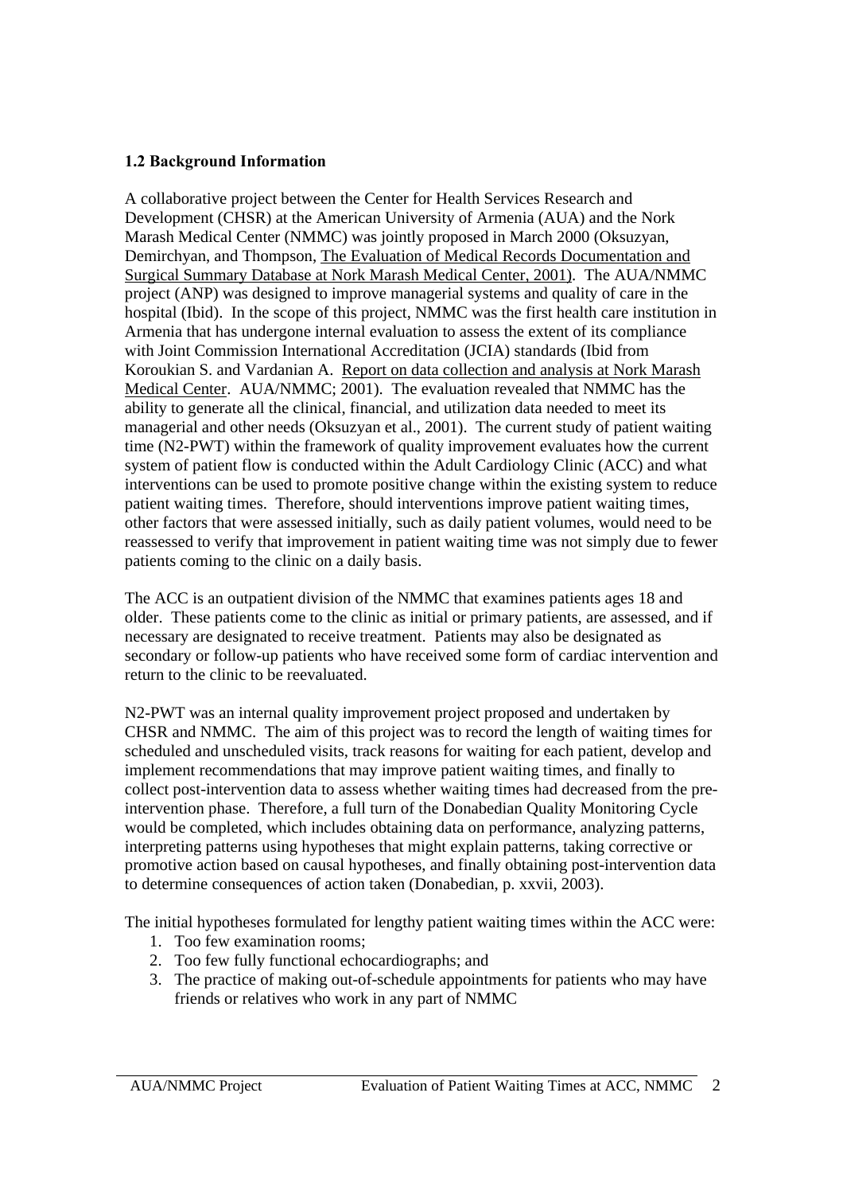### 1.2 Background Information

A collaborative project between the Center for Health Services Research and Development (CHSR) at the American University of Armenia (AUA) and the Nork Marash Medical Center (NMMC) was jointly proposed in March 2000 (Oksuzyan, Demirchyan, and Thompson, The Evaluation of Medical Records Documentation and Surgical Summary Database at Nork Marash Medical Center, 2001). The AUA/NMMC project (ANP) was designed to improve managerial systems and quality of care in the hospital (Ibid). In the scope of this project, NMMC was the first health care institution in Armenia that has undergone internal evaluation to assess the extent of its compliance with Joint Commission International Accreditation (JCIA) standards (Ibid from Koroukian S. and Vardanian A. Report on data collection and analysis at Nork Marash Medical Center. AUA/NMMC; 2001). The evaluation revealed that NMMC has the ability to generate all the clinical, financial, and utilization data needed to meet its managerial and other needs (Oksuzyan et al., 2001). The current study of patient waiting time (N2-PWT) within the framework of quality improvement evaluates how the current system of patient flow is conducted within the Adult Cardiology Clinic (ACC) and what interventions can be used to promote positive change within the existing system to reduce patient waiting times. Therefore, should interventions improve patient waiting times, other factors that were assessed initially, such as daily patient volumes, would need to be reassessed to verify that improvement in patient waiting time was not simply due to fewer patients coming to the clinic on a daily basis.

The ACC is an outpatient division of the NMMC that examines patients ages 18 and older. These patients come to the clinic as initial or primary patients, are assessed, and if necessary are designated to receive treatment. Patients may also be designated as secondary or follow-up patients who have received some form of cardiac intervention and return to the clinic to be reevaluated.

N2-PWT was an internal quality improvement project proposed and undertaken by CHSR and NMMC. The aim of this project was to record the length of waiting times for scheduled and unscheduled visits, track reasons for waiting for each patient, develop and implement recommendations that may improve patient waiting times, and finally to collect post-intervention data to assess whether waiting times had decreased from the pre-intervention phase. Therefore, a full turn of the Donabedian Quality Monitoring Cycle would be completed, which includes obtaining data on performance, analyzing patterns, interpreting patterns using hypotheses that might explain patterns, taking corrective or promotive action based on causal hypotheses, and finally obtaining post-intervention data to determine consequences of action taken (Donabedian, p. xxvii, 2003).

The initial hypotheses formulated for lengthy patient waiting times within the ACC were:

1. Too few examination rooms;
2. Too few fully functional echocardiographs; and
3. The practice of making out-of-schedule appointments for patients who may have friends or relatives who work in any part of NMMC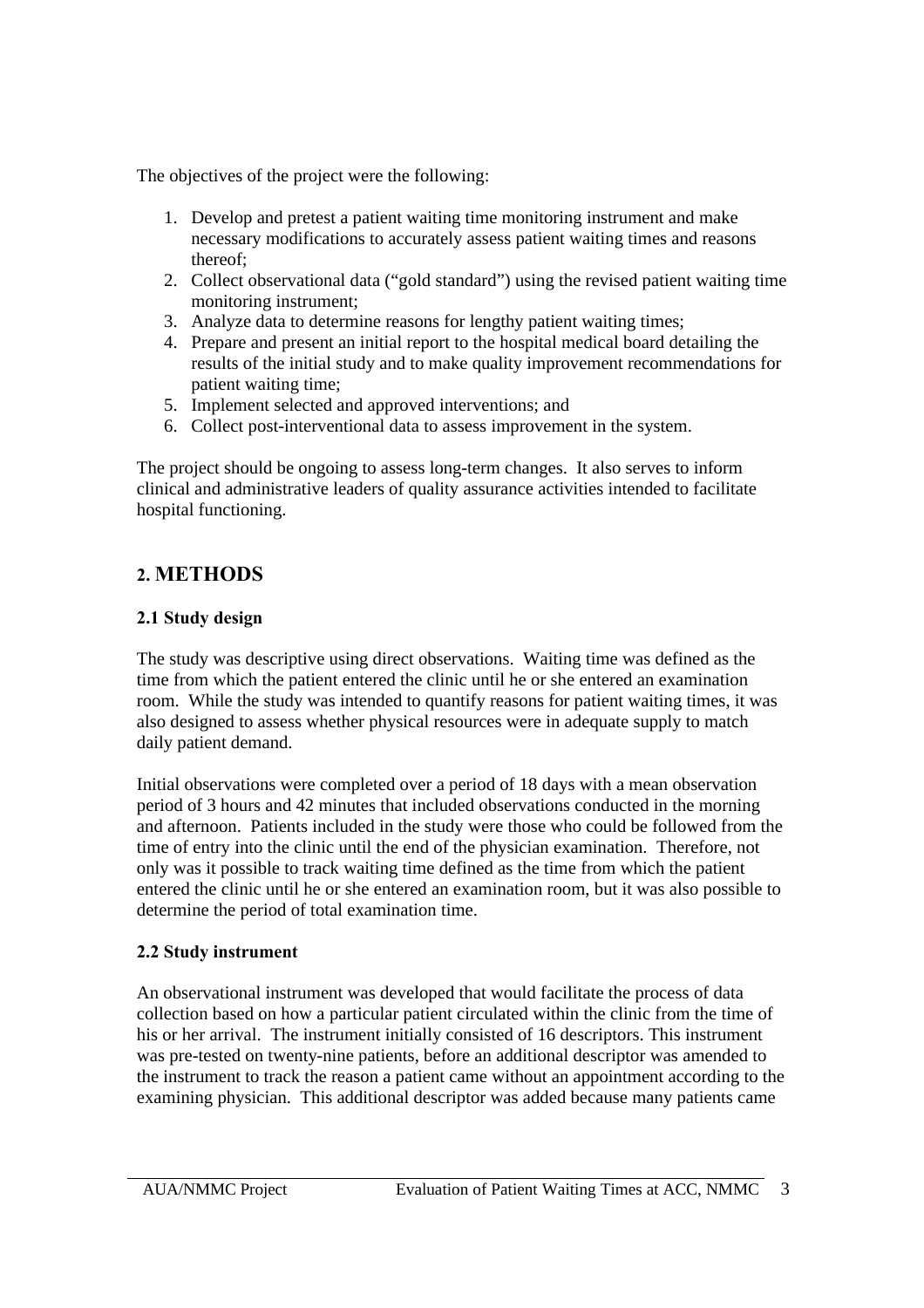The objectives of the project were the following:

1. Develop and pretest a patient waiting time monitoring instrument and make necessary modifications to accurately assess patient waiting times and reasons thereof;
2. Collect observational data ("gold standard") using the revised patient waiting time monitoring instrument;
3. Analyze data to determine reasons for lengthy patient waiting times;
4. Prepare and present an initial report to the hospital medical board detailing the results of the initial study and to make quality improvement recommendations for patient waiting time;
5. Implement selected and approved interventions; and
6. Collect post-interventional data to assess improvement in the system.

The project should be ongoing to assess long-term changes. It also serves to inform clinical and administrative leaders of quality assurance activities intended to facilitate hospital functioning.

## 2. METHODS

### 2.1 Study design

The study was descriptive using direct observations. Waiting time was defined as the time from which the patient entered the clinic until he or she entered an examination room. While the study was intended to quantify reasons for patient waiting times, it was also designed to assess whether physical resources were in adequate supply to match daily patient demand.

Initial observations were completed over a period of 18 days with a mean observation period of 3 hours and 42 minutes that included observations conducted in the morning and afternoon. Patients included in the study were those who could be followed from the time of entry into the clinic until the end of the physician examination. Therefore, not only was it possible to track waiting time defined as the time from which the patient entered the clinic until he or she entered an examination room, but it was also possible to determine the period of total examination time.

### 2.2 Study instrument

An observational instrument was developed that would facilitate the process of data collection based on how a particular patient circulated within the clinic from the time of his or her arrival. The instrument initially consisted of 16 descriptors. This instrument was pre-tested on twenty-nine patients, before an additional descriptor was amended to the instrument to track the reason a patient came without an appointment according to the examining physician. This additional descriptor was added because many patients came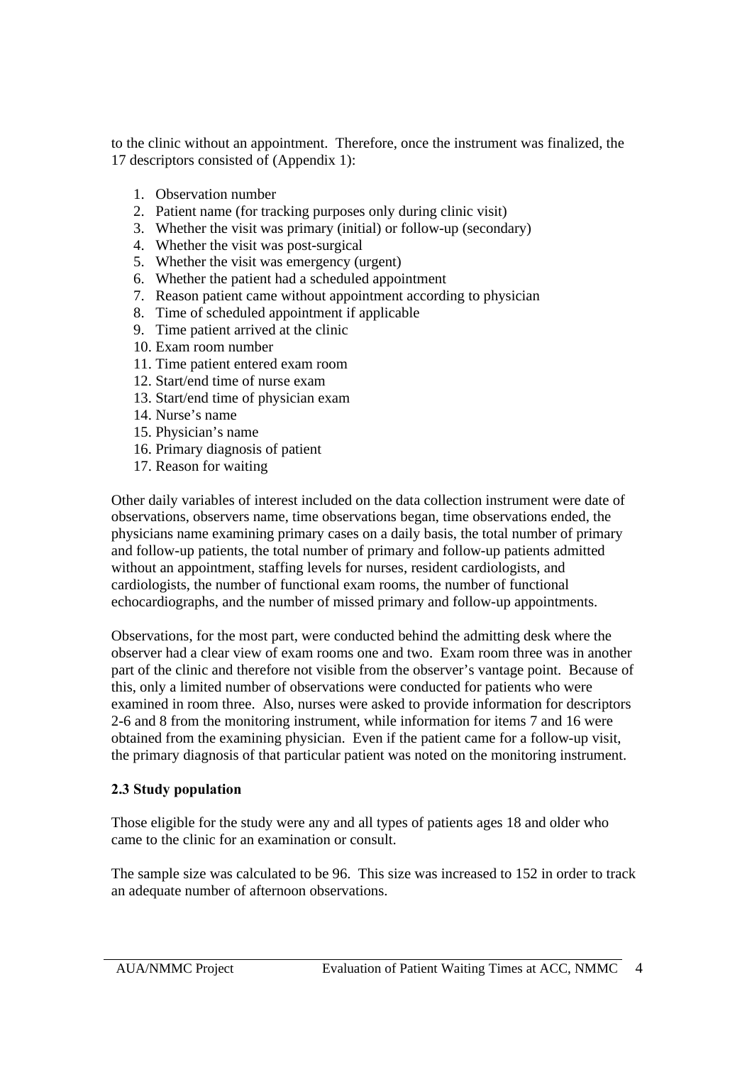to the clinic without an appointment. Therefore, once the instrument was finalized, the 17 descriptors consisted of (Appendix 1):

1. Observation number
2. Patient name (for tracking purposes only during clinic visit)
3. Whether the visit was primary (initial) or follow-up (secondary)
4. Whether the visit was post-surgical
5. Whether the visit was emergency (urgent)
6. Whether the patient had a scheduled appointment
7. Reason patient came without appointment according to physician
8. Time of scheduled appointment if applicable
9. Time patient arrived at the clinic
10. Exam room number
11. Time patient entered exam room
12. Start/end time of nurse exam
13. Start/end time of physician exam
14. Nurse's name
15. Physician's name
16. Primary diagnosis of patient
17. Reason for waiting

Other daily variables of interest included on the data collection instrument were date of observations, observers name, time observations began, time observations ended, the physicians name examining primary cases on a daily basis, the total number of primary and follow-up patients, the total number of primary and follow-up patients admitted without an appointment, staffing levels for nurses, resident cardiologists, and cardiologists, the number of functional exam rooms, the number of functional echocardiographs, and the number of missed primary and follow-up appointments.

Observations, for the most part, were conducted behind the admitting desk where the observer had a clear view of exam rooms one and two. Exam room three was in another part of the clinic and therefore not visible from the observer's vantage point. Because of this, only a limited number of observations were conducted for patients who were examined in room three. Also, nurses were asked to provide information for descriptors 2-6 and 8 from the monitoring instrument, while information for items 7 and 16 were obtained from the examining physician. Even if the patient came for a follow-up visit, the primary diagnosis of that particular patient was noted on the monitoring instrument.

### 2.3 Study population

Those eligible for the study were any and all types of patients ages 18 and older who came to the clinic for an examination or consult.

The sample size was calculated to be 96. This size was increased to 152 in order to track an adequate number of afternoon observations.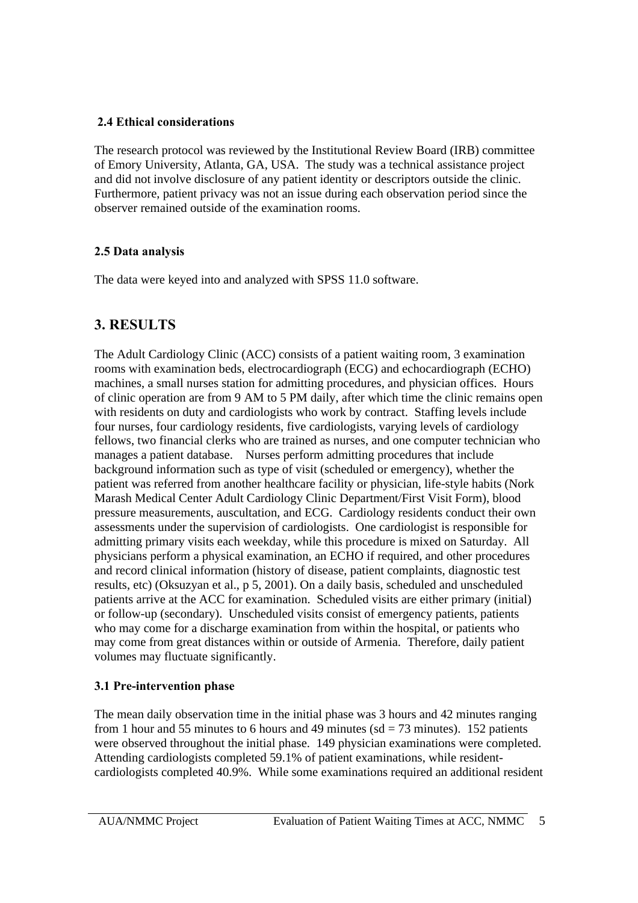### 2.4 Ethical considerations

The research protocol was reviewed by the Institutional Review Board (IRB) committee of Emory University, Atlanta, GA, USA. The study was a technical assistance project and did not involve disclosure of any patient identity or descriptors outside the clinic. Furthermore, patient privacy was not an issue during each observation period since the observer remained outside of the examination rooms.

### 2.5 Data analysis

The data were keyed into and analyzed with SPSS 11.0 software.

## 3. RESULTS

The Adult Cardiology Clinic (ACC) consists of a patient waiting room, 3 examination rooms with examination beds, electrocardiograph (ECG) and echocardiograph (ECHO) machines, a small nurses station for admitting procedures, and physician offices. Hours of clinic operation are from 9 AM to 5 PM daily, after which time the clinic remains open with residents on duty and cardiologists who work by contract. Staffing levels include four nurses, four cardiology residents, five cardiologists, varying levels of cardiology fellows, two financial clerks who are trained as nurses, and one computer technician who manages a patient database. Nurses perform admitting procedures that include background information such as type of visit (scheduled or emergency), whether the patient was referred from another healthcare facility or physician, life-style habits (Nork Marash Medical Center Adult Cardiology Clinic Department/First Visit Form), blood pressure measurements, auscultation, and ECG. Cardiology residents conduct their own assessments under the supervision of cardiologists. One cardiologist is responsible for admitting primary visits each weekday, while this procedure is mixed on Saturday. All physicians perform a physical examination, an ECHO if required, and other procedures and record clinical information (history of disease, patient complaints, diagnostic test results, etc) (Oksuzyan et al., p 5, 2001). On a daily basis, scheduled and unscheduled patients arrive at the ACC for examination. Scheduled visits are either primary (initial) or follow-up (secondary). Unscheduled visits consist of emergency patients, patients who may come for a discharge examination from within the hospital, or patients who may come from great distances within or outside of Armenia. Therefore, daily patient volumes may fluctuate significantly.

### 3.1 Pre-intervention phase

The mean daily observation time in the initial phase was 3 hours and 42 minutes ranging from 1 hour and 55 minutes to 6 hours and 49 minutes (sd = 73 minutes). 152 patients were observed throughout the initial phase. 149 physician examinations were completed. Attending cardiologists completed 59.1% of patient examinations, while resident-cardiologists completed 40.9%. While some examinations required an additional resident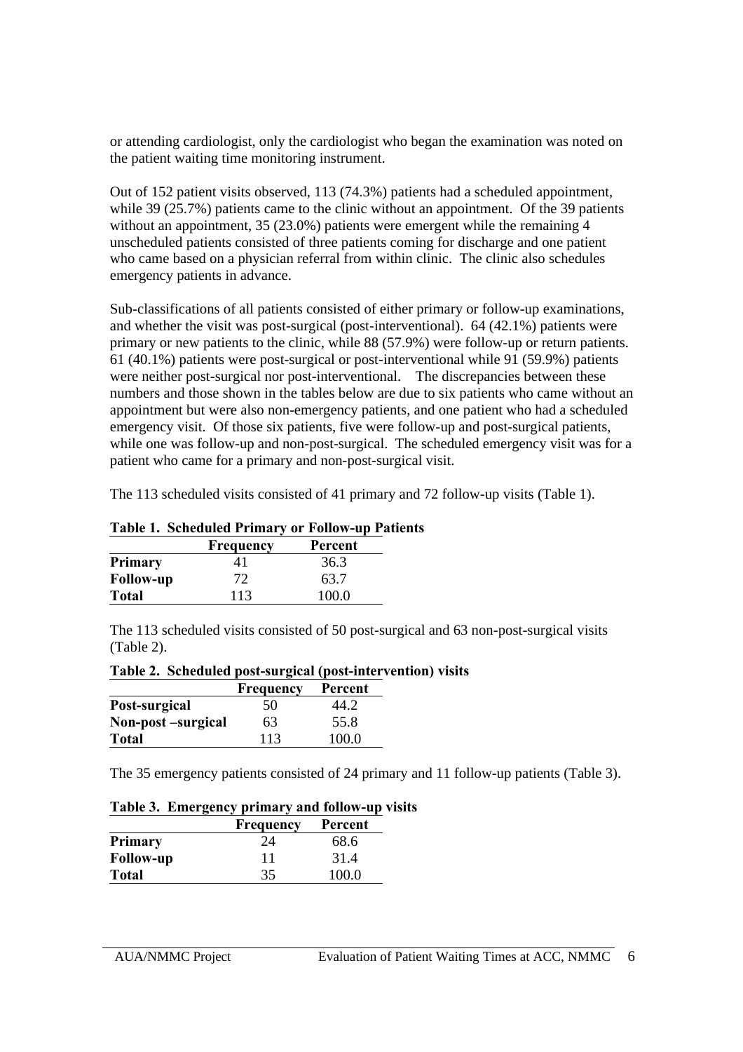or attending cardiologist, only the cardiologist who began the examination was noted on the patient waiting time monitoring instrument.

Out of 152 patient visits observed, 113 (74.3%) patients had a scheduled appointment, while 39 (25.7%) patients came to the clinic without an appointment. Of the 39 patients without an appointment, 35 (23.0%) patients were emergent while the remaining 4 unscheduled patients consisted of three patients coming for discharge and one patient who came based on a physician referral from within clinic. The clinic also schedules emergency patients in advance.

Sub-classifications of all patients consisted of either primary or follow-up examinations, and whether the visit was post-surgical (post-interventional). 64 (42.1%) patients were primary or new patients to the clinic, while 88 (57.9%) were follow-up or return patients. 61 (40.1%) patients were post-surgical or post-interventional while 91 (59.9%) patients were neither post-surgical nor post-interventional. The discrepancies between these numbers and those shown in the tables below are due to six patients who came without an appointment but were also non-emergency patients, and one patient who had a scheduled emergency visit. Of those six patients, five were follow-up and post-surgical patients, while one was follow-up and non-post-surgical. The scheduled emergency visit was for a patient who came for a primary and non-post-surgical visit.

The 113 scheduled visits consisted of 41 primary and 72 follow-up visits (Table 1).

**Table 1. Scheduled Primary or Follow-up Patients**

| | Frequency | Percent |
|---|---|---|
| **Primary** | 41 | 36.3 |
| **Follow-up** | 72 | 63.7 |
| **Total** | 113 | 100.0 |

The 113 scheduled visits consisted of 50 post-surgical and 63 non-post-surgical visits (Table 2).

**Table 2. Scheduled post-surgical (post-intervention) visits**

| | Frequency | Percent |
|---|---|---|
| **Post-surgical** | 50 | 44.2 |
| **Non-post –surgical** | 63 | 55.8 |
| **Total** | 113 | 100.0 |

The 35 emergency patients consisted of 24 primary and 11 follow-up patients (Table 3).

**Table 3. Emergency primary and follow-up visits**

| | Frequency | Percent |
|---|---|---|
| **Primary** | 24 | 68.6 |
| **Follow-up** | 11 | 31.4 |
| **Total** | 35 | 100.0 |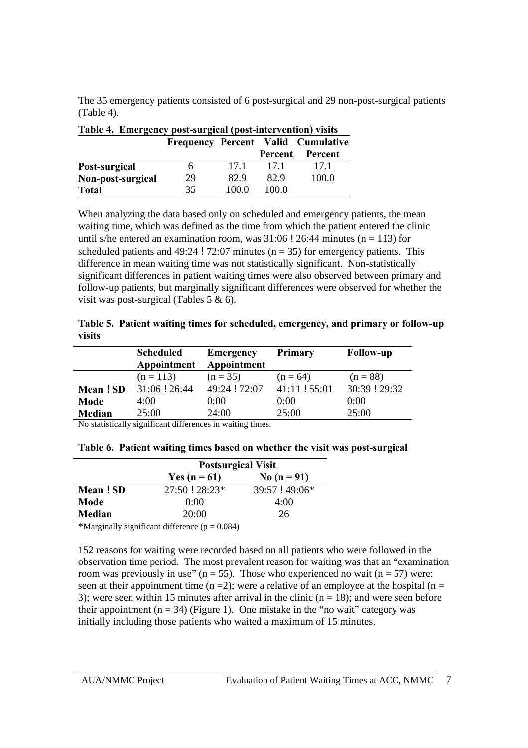The 35 emergency patients consisted of 6 post-surgical and 29 non-post-surgical patients (Table 4).

**Table 4. Emergency post-surgical (post-intervention) visits**

| | Frequency | Percent | Valid Percent | Cumulative Percent |
|---|---|---|---|---|
| **Post-surgical** | 6 | 17.1 | 17.1 | 17.1 |
| **Non-post-surgical** | 29 | 82.9 | 82.9 | 100.0 |
| **Total** | 35 | 100.0 | 100.0 | |

When analyzing the data based only on scheduled and emergency patients, the mean waiting time, which was defined as the time from which the patient entered the clinic until s/he entered an examination room, was 31:06 ! 26:44 minutes (n = 113) for scheduled patients and 49:24 ! 72:07 minutes (n = 35) for emergency patients. This difference in mean waiting time was not statistically significant. Non-statistically significant differences in patient waiting times were also observed between primary and follow-up patients, but marginally significant differences were observed for whether the visit was post-surgical (Tables 5 & 6).

**Table 5. Patient waiting times for scheduled, emergency, and primary or follow-up visits**

| | Scheduled Appointment | Emergency Appointment | Primary | Follow-up |
|---|---|---|---|---|
| | (n = 113) | (n = 35) | (n = 64) | (n = 88) |
| **Mean ! SD** | 31:06 ! 26:44 | 49:24 ! 72:07 | 41:11 ! 55:01 | 30:39 ! 29:32 |
| **Mode** | 4:00 | 0:00 | 0:00 | 0:00 |
| **Median** | 25:00 | 24:00 | 25:00 | 25:00 |

No statistically significant differences in waiting times.

**Table 6. Patient waiting times based on whether the visit was post-surgical**

| | **Postsurgical Visit** | |
|---|---|---|
| | **Yes (n = 61)** | **No (n = 91)** |
| **Mean ! SD** | 27:50 ! 28:23* | 39:57 ! 49:06* |
| **Mode** | 0:00 | 4:00 |
| **Median** | 20:00 | 26 |

*Marginally significant difference (p = 0.084)

152 reasons for waiting were recorded based on all patients who were followed in the observation time period. The most prevalent reason for waiting was that an "examination room was previously in use" (n = 55). Those who experienced no wait (n = 57) were: seen at their appointment time (n =2); were a relative of an employee at the hospital (n = 3); were seen within 15 minutes after arrival in the clinic (n = 18); and were seen before their appointment (n = 34) (Figure 1). One mistake in the "no wait" category was initially including those patients who waited a maximum of 15 minutes.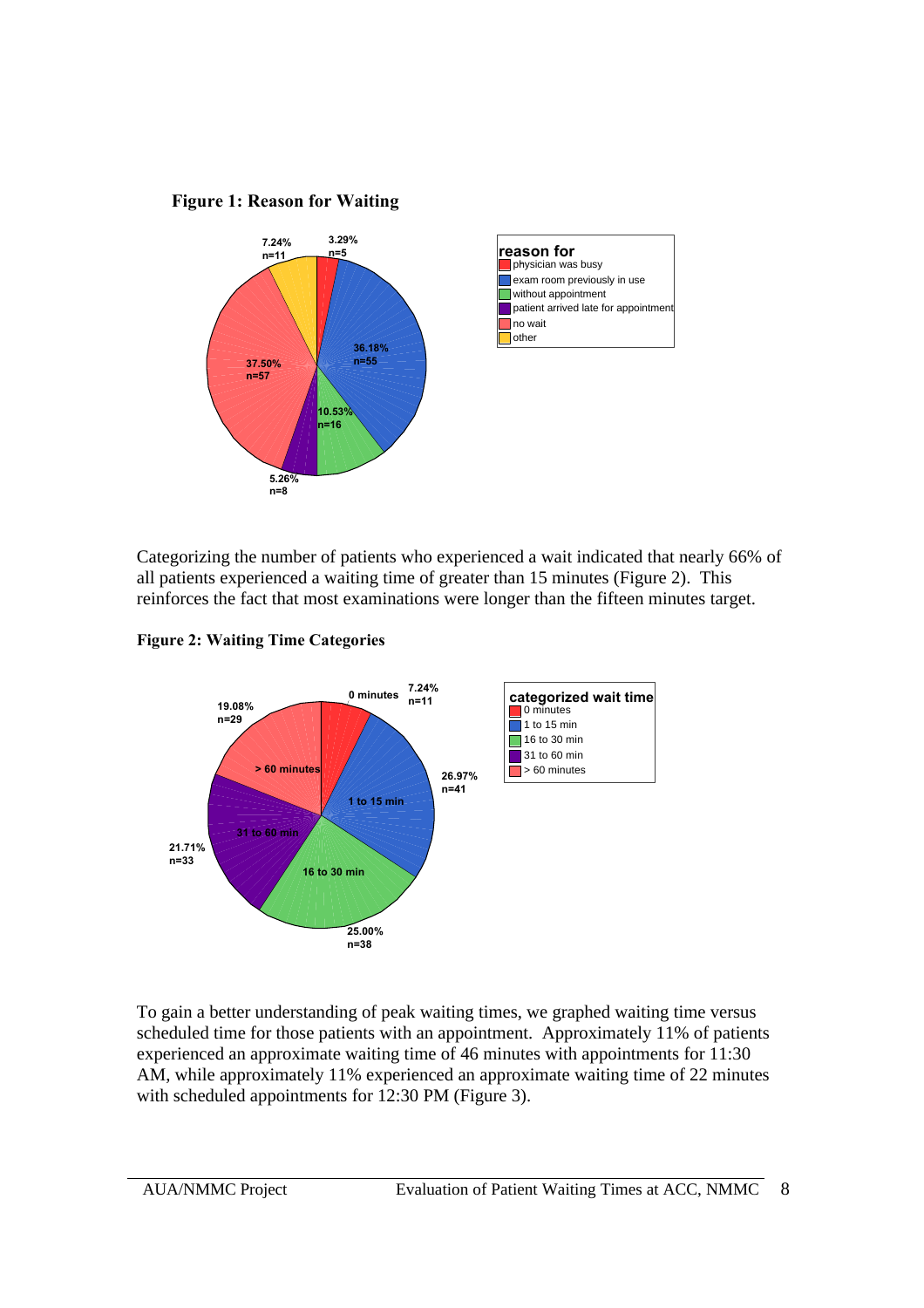**Figure 1: Reason for Waiting**

Categorizing the number of patients who experienced a wait indicated that nearly 66% of all patients experienced a waiting time of greater than 15 minutes (Figure 2). This reinforces the fact that most examinations were longer than the fifteen minutes target.

**Figure 2: Waiting Time Categories**

To gain a better understanding of peak waiting times, we graphed waiting time versus scheduled time for those patients with an appointment. Approximately 11% of patients experienced an approximate waiting time of 46 minutes with appointments for 11:30 AM, while approximately 11% experienced an approximate waiting time of 22 minutes with scheduled appointments for 12:30 PM (Figure 3).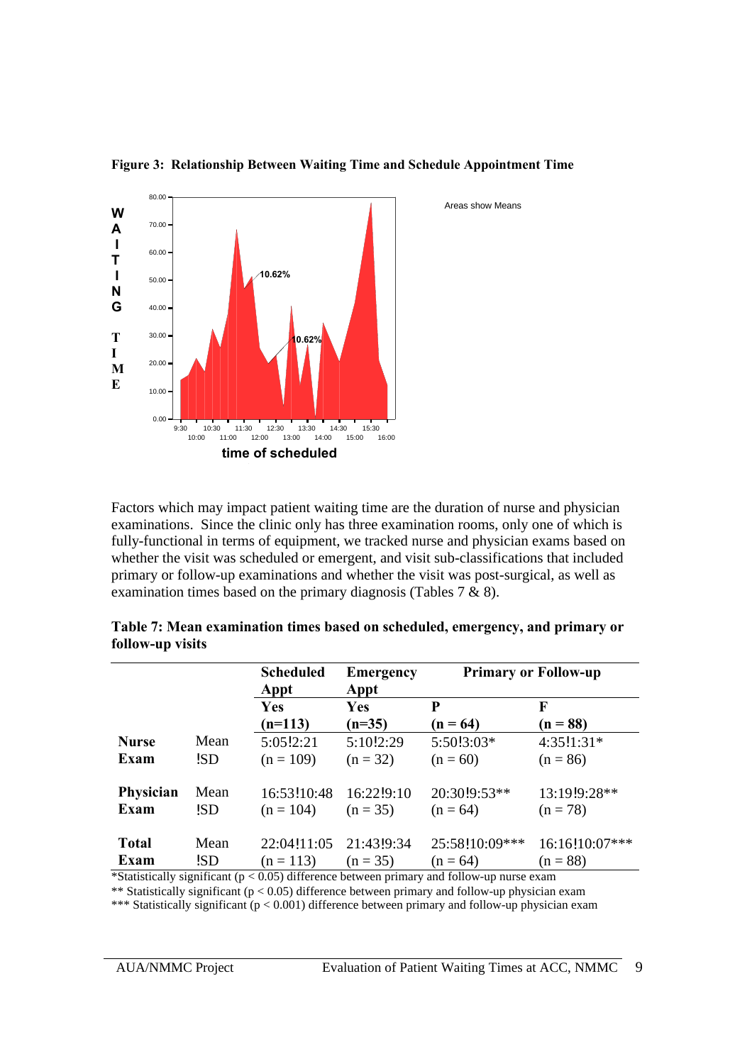**Figure 3: Relationship Between Waiting Time and Schedule Appointment Time**

Factors which may impact patient waiting time are the duration of nurse and physician examinations. Since the clinic only has three examination rooms, only one of which is fully-functional in terms of equipment, we tracked nurse and physician exams based on whether the visit was scheduled or emergent, and visit sub-classifications that included primary or follow-up examinations and whether the visit was post-surgical, as well as examination times based on the primary diagnosis (Tables 7 & 8).

**Table 7: Mean examination times based on scheduled, emergency, and primary or follow-up visits**

| | | Scheduled Appt | Emergency Appt | Primary or Follow-up | |
|---|---|---|---|---|---|
| | | **Yes (n=113)** | **Yes (n=35)** | **P (n = 64)** | **F (n = 88)** |
| **Nurse Exam** | Mean !SD | 5:05!2:21 (n = 109) | 5:10!2:29 (n = 32) | 5:50!3:03* (n = 60) | 4:35!1:31* (n = 86) |
| **Physician Exam** | Mean !SD | 16:53!10:48 (n = 104) | 16:22!9:10 (n = 35) | 20:30!9:53** (n = 64) | 13:19!9:28** (n = 78) |
| **Total Exam** | Mean !SD | 22:04!11:05 (n = 113) | 21:43!9:34 (n = 35) | 25:58!10:09*** (n = 64) | 16:16!10:07*** (n = 88) |

*Statistically significant ($p < 0.05$) difference between primary and follow-up nurse exam

** Statistically significant ($p < 0.05$) difference between primary and follow-up physician exam

*** Statistically significant ($p < 0.001$) difference between primary and follow-up physician exam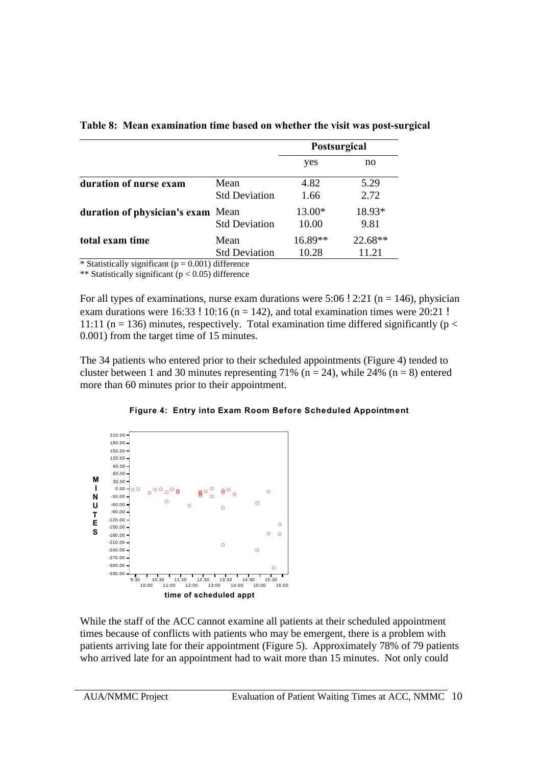**Table 8: Mean examination time based on whether the visit was post-surgical**

| | | Postsurgical | |
|---|---|---|---|
| | | yes | no |
| **duration of nurse exam** | Mean | 4.82 | 5.29 |
| | Std Deviation | 1.66 | 2.72 |
| **duration of physician's exam** | Mean | 13.00* | 18.93* |
| | Std Deviation | 10.00 | 9.81 |
| **total exam time** | Mean | 16.89** | 22.68** |
| | Std Deviation | 10.28 | 11.21 |

\* Statistically significant ($p = 0.001$) difference
\*\* Statistically significant ($p < 0.05$) difference

For all types of examinations, nurse exam durations were 5:06 ! 2:21 ($n = 146$), physician exam durations were 16:33 ! 10:16 ($n = 142$), and total examination times were 20:21 ! 11:11 ($n = 136$) minutes, respectively. Total examination time differed significantly ($p < 0.001$) from the target time of 15 minutes.

The 34 patients who entered prior to their scheduled appointments (Figure 4) tended to cluster between 1 and 30 minutes representing 71% ($n = 24$), while 24% ($n = 8$) entered more than 60 minutes prior to their appointment.

**Figure 4: Entry into Exam Room Before Scheduled Appointment**

While the staff of the ACC cannot examine all patients at their scheduled appointment times because of conflicts with patients who may be emergent, there is a problem with patients arriving late for their appointment (Figure 5). Approximately 78% of 79 patients who arrived late for an appointment had to wait more than 15 minutes. Not only could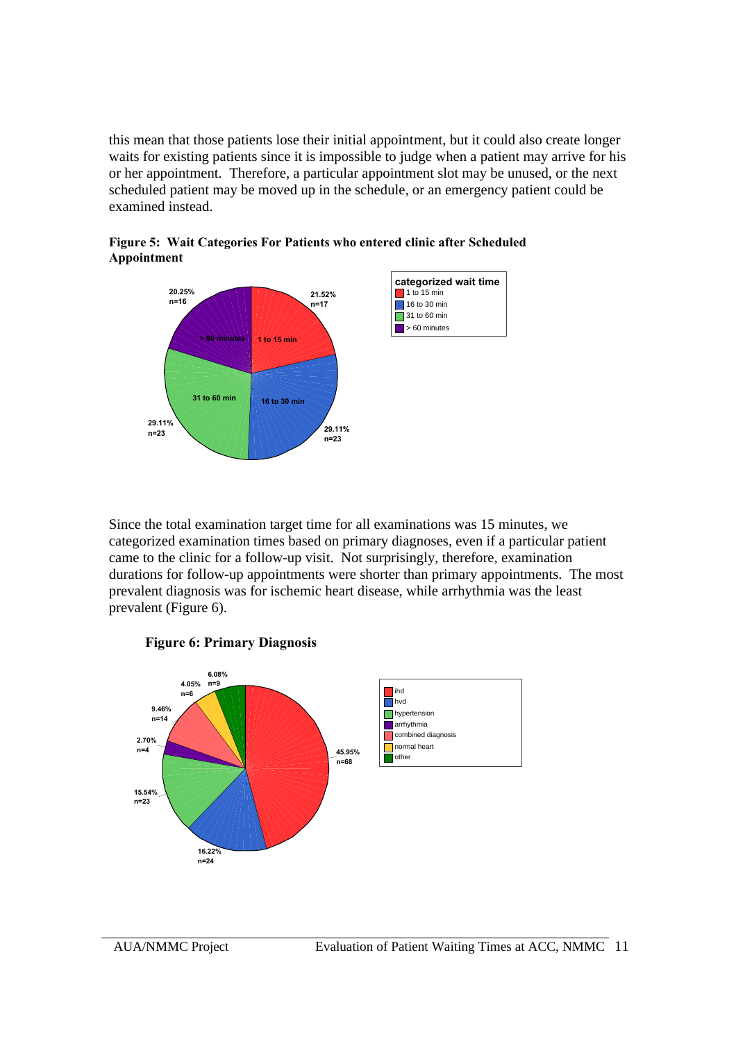this mean that those patients lose their initial appointment, but it could also create longer waits for existing patients since it is impossible to judge when a patient may arrive for his or her appointment. Therefore, a particular appointment slot may be unused, or the next scheduled patient may be moved up in the schedule, or an emergency patient could be examined instead.

**Figure 5: Wait Categories For Patients who entered clinic after Scheduled Appointment**

Since the total examination target time for all examinations was 15 minutes, we categorized examination times based on primary diagnoses, even if a particular patient came to the clinic for a follow-up visit. Not surprisingly, therefore, examination durations for follow-up appointments were shorter than primary appointments. The most prevalent diagnosis was for ischemic heart disease, while arrhythmia was the least prevalent (Figure 6).

**Figure 6: Primary Diagnosis**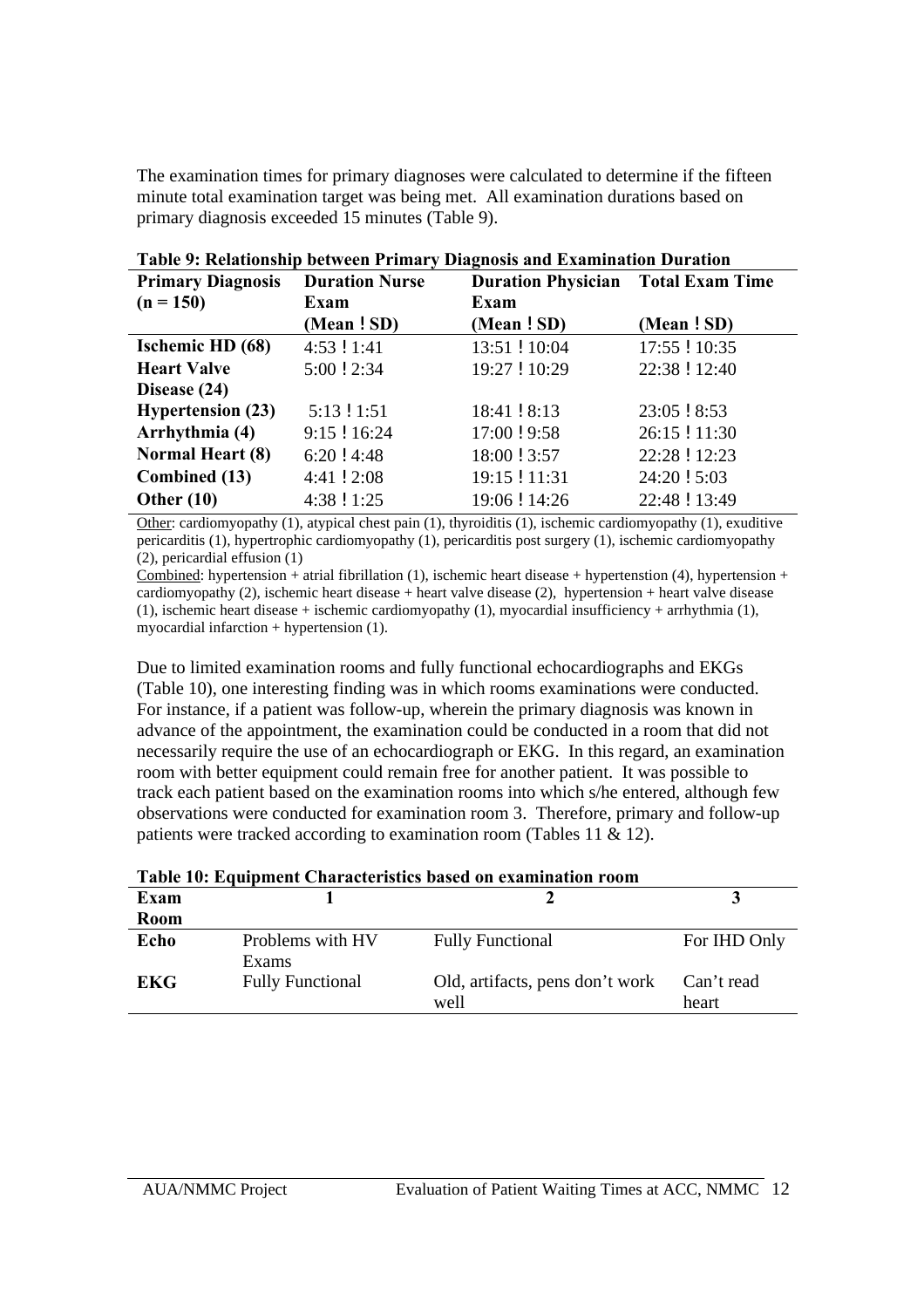The examination times for primary diagnoses were calculated to determine if the fifteen minute total examination target was being met. All examination durations based on primary diagnosis exceeded 15 minutes (Table 9).

**Table 9: Relationship between Primary Diagnosis and Examination Duration**

| Primary Diagnosis (n = 150) | Duration Nurse Exam (Mean ! SD) | Duration Physician Exam (Mean ! SD) | Total Exam Time (Mean ! SD) |
|---|---|---|---|
| **Ischemic HD (68)** | 4:53 ! 1:41 | 13:51 ! 10:04 | 17:55 ! 10:35 |
| **Heart Valve Disease (24)** | 5:00 ! 2:34 | 19:27 ! 10:29 | 22:38 ! 12:40 |
| **Hypertension (23)** | 5:13 ! 1:51 | 18:41 ! 8:13 | 23:05 ! 8:53 |
| **Arrhythmia (4)** | 9:15 ! 16:24 | 17:00 ! 9:58 | 26:15 ! 11:30 |
| **Normal Heart (8)** | 6:20 ! 4:48 | 18:00 ! 3:57 | 22:28 ! 12:23 |
| **Combined (13)** | 4:41 ! 2:08 | 19:15 ! 11:31 | 24:20 ! 5:03 |
| **Other (10)** | 4:38 ! 1:25 | 19:06 ! 14:26 | 22:48 ! 13:49 |

Other: cardiomyopathy (1), atypical chest pain (1), thyroiditis (1), ischemic cardiomyopathy (1), exuditive pericarditis (1), hypertrophic cardiomyopathy (1), pericarditis post surgery (1), ischemic cardiomyopathy (2), pericardial effusion (1)

Combined: hypertension + atrial fibrillation (1), ischemic heart disease + hypertenstion (4), hypertension + cardiomyopathy (2), ischemic heart disease + heart valve disease (2), hypertension + heart valve disease (1), ischemic heart disease + ischemic cardiomyopathy (1), myocardial insufficiency + arrhythmia (1), myocardial infarction + hypertension (1).

Due to limited examination rooms and fully functional echocardiographs and EKGs (Table 10), one interesting finding was in which rooms examinations were conducted. For instance, if a patient was follow-up, wherein the primary diagnosis was known in advance of the appointment, the examination could be conducted in a room that did not necessarily require the use of an echocardiograph or EKG. In this regard, an examination room with better equipment could remain free for another patient. It was possible to track each patient based on the examination rooms into which s/he entered, although few observations were conducted for examination room 3. Therefore, primary and follow-up patients were tracked according to examination room (Tables 11 & 12).

**Table 10: Equipment Characteristics based on examination room**

| Exam Room | 1 | 2 | 3 |
|---|---|---|---|
| **Echo** | Problems with HV Exams | Fully Functional | For IHD Only |
| **EKG** | Fully Functional | Old, artifacts, pens don't work well | Can't read heart |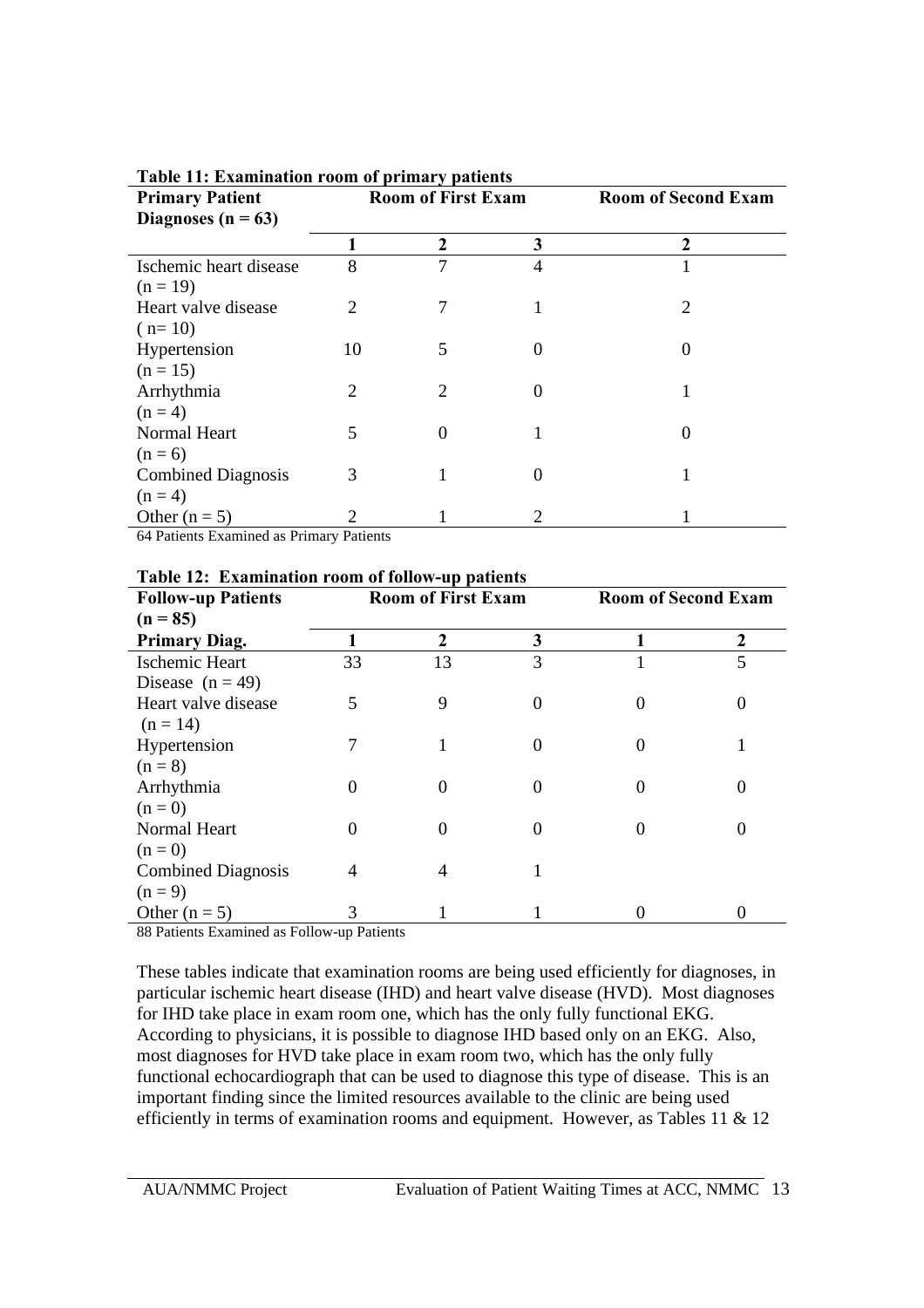**Table 11: Examination room of primary patients**

| Primary Patient Diagnoses (n = 63) | Room of First Exam | | | Room of Second Exam |
|---|---|---|---|---|
| | 1 | 2 | 3 | 2 |
| Ischemic heart disease (n = 19) | 8 | 7 | 4 | 1 |
| Heart valve disease ( n= 10) | 2 | 7 | 1 | 2 |
| Hypertension (n = 15) | 10 | 5 | 0 | 0 |
| Arrhythmia (n = 4) | 2 | 2 | 0 | 1 |
| Normal Heart (n = 6) | 5 | 0 | 1 | 0 |
| Combined Diagnosis (n = 4) | 3 | 1 | 0 | 1 |
| Other (n = 5) | 2 | 1 | 2 | 1 |

64 Patients Examined as Primary Patients

**Table 12: Examination room of follow-up patients**

| Follow-up Patients (n = 85) | Room of First Exam | | | Room of Second Exam | |
|---|---|---|---|---|---|
| **Primary Diag.** | **1** | **2** | **3** | **1** | **2** |
| Ischemic Heart Disease (n = 49) | 33 | 13 | 3 | 1 | 5 |
| Heart valve disease (n = 14) | 5 | 9 | 0 | 0 | 0 |
| Hypertension (n = 8) | 7 | 1 | 0 | 0 | 1 |
| Arrhythmia (n = 0) | 0 | 0 | 0 | 0 | 0 |
| Normal Heart (n = 0) | 0 | 0 | 0 | 0 | 0 |
| Combined Diagnosis (n = 9) | 4 | 4 | 1 | | |
| Other (n = 5) | 3 | 1 | 1 | 0 | 0 |

88 Patients Examined as Follow-up Patients

These tables indicate that examination rooms are being used efficiently for diagnoses, in particular ischemic heart disease (IHD) and heart valve disease (HVD). Most diagnoses for IHD take place in exam room one, which has the only fully functional EKG. According to physicians, it is possible to diagnose IHD based only on an EKG. Also, most diagnoses for HVD take place in exam room two, which has the only fully functional echocardiograph that can be used to diagnose this type of disease. This is an important finding since the limited resources available to the clinic are being used efficiently in terms of examination rooms and equipment. However, as Tables 11 & 12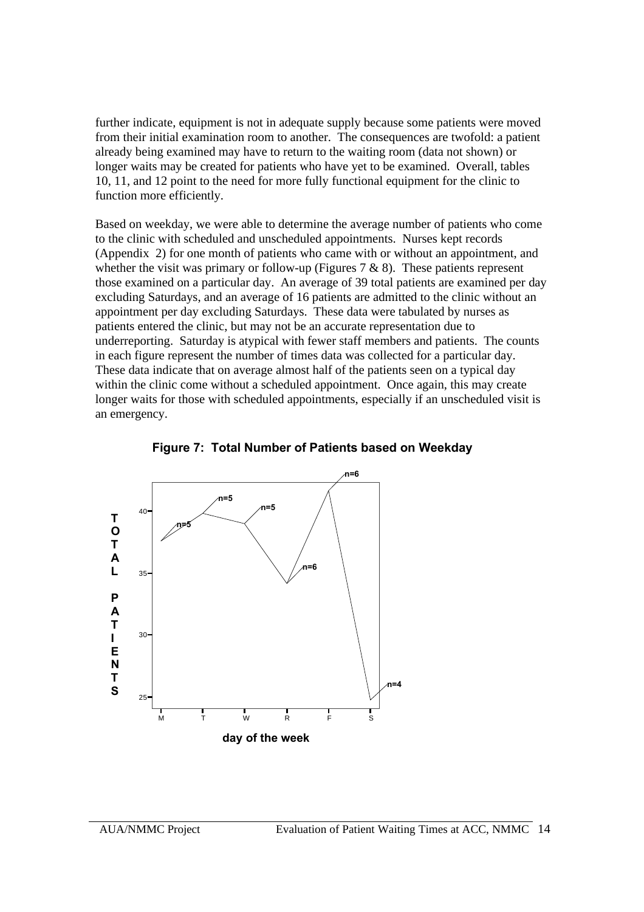further indicate, equipment is not in adequate supply because some patients were moved from their initial examination room to another. The consequences are twofold: a patient already being examined may have to return to the waiting room (data not shown) or longer waits may be created for patients who have yet to be examined. Overall, tables 10, 11, and 12 point to the need for more fully functional equipment for the clinic to function more efficiently.

Based on weekday, we were able to determine the average number of patients who come to the clinic with scheduled and unscheduled appointments. Nurses kept records (Appendix 2) for one month of patients who came with or without an appointment, and whether the visit was primary or follow-up (Figures 7 & 8). These patients represent those examined on a particular day. An average of 39 total patients are examined per day excluding Saturdays, and an average of 16 patients are admitted to the clinic without an appointment per day excluding Saturdays. These data were tabulated by nurses as patients entered the clinic, but may not be an accurate representation due to underreporting. Saturday is atypical with fewer staff members and patients. The counts in each figure represent the number of times data was collected for a particular day. These data indicate that on average almost half of the patients seen on a typical day within the clinic come without a scheduled appointment. Once again, this may create longer waits for those with scheduled appointments, especially if an unscheduled visit is an emergency.

**Figure 7: Total Number of Patients based on Weekday**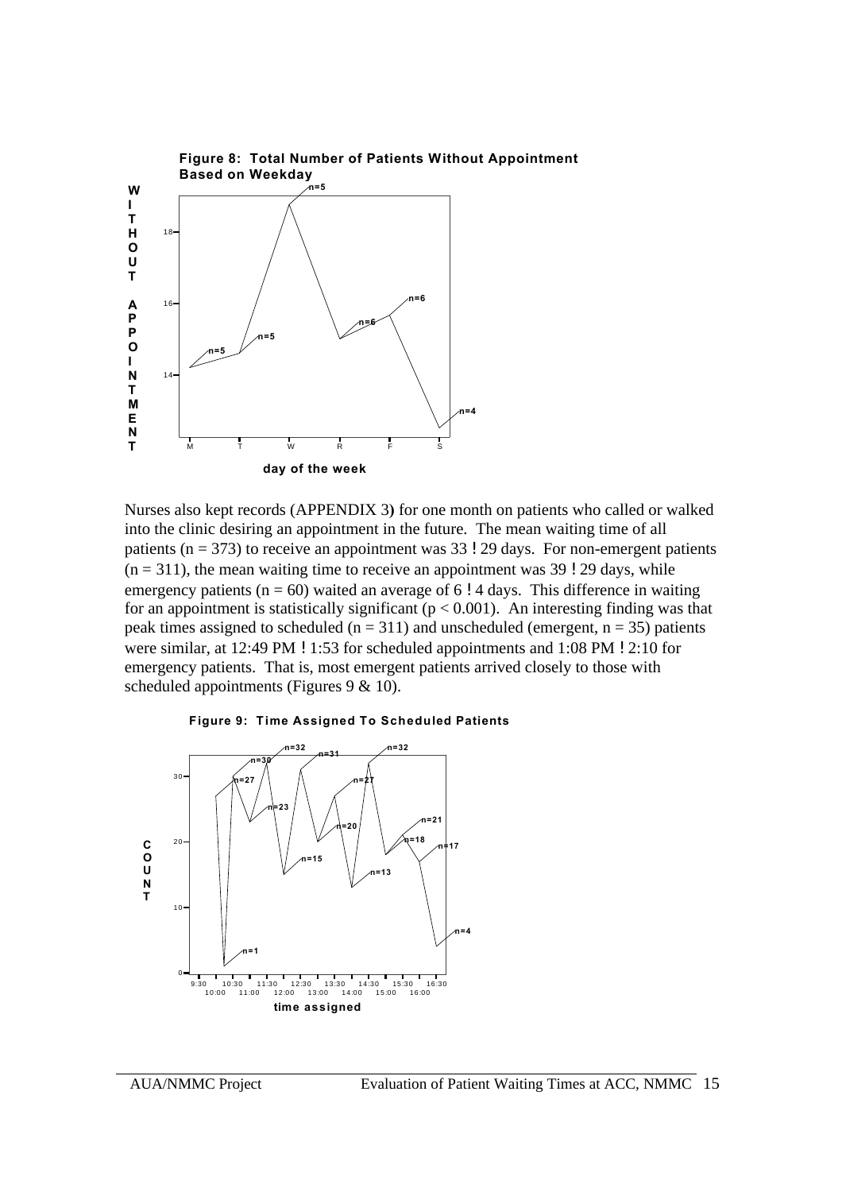**Figure 8: Total Number of Patients Without Appointment Based on Weekday**

Nurses also kept records (APPENDIX 3**)** for one month on patients who called or walked into the clinic desiring an appointment in the future. The mean waiting time of all patients ($n = 373$) to receive an appointment was 33 ! 29 days. For non-emergent patients ($n = 311$), the mean waiting time to receive an appointment was 39 ! 29 days, while emergency patients ($n = 60$) waited an average of 6 ! 4 days. This difference in waiting for an appointment is statistically significant ($p < 0.001$). An interesting finding was that peak times assigned to scheduled ($n = 311$) and unscheduled (emergent, $n = 35$) patients were similar, at 12:49 PM ! 1:53 for scheduled appointments and 1:08 PM ! 2:10 for emergency patients. That is, most emergent patients arrived closely to those with scheduled appointments (Figures 9 & 10).

**Figure 9: Time Assigned To Scheduled Patients**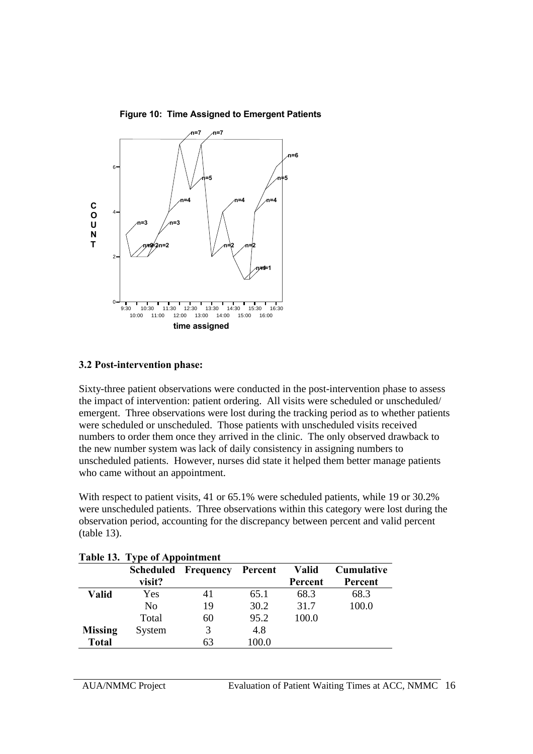**Figure 10: Time Assigned to Emergent Patients**

### 3.2 Post-intervention phase:

Sixty-three patient observations were conducted in the post-intervention phase to assess the impact of intervention: patient ordering. All visits were scheduled or unscheduled/ emergent. Three observations were lost during the tracking period as to whether patients were scheduled or unscheduled. Those patients with unscheduled visits received numbers to order them once they arrived in the clinic. The only observed drawback to the new number system was lack of daily consistency in assigning numbers to unscheduled patients. However, nurses did state it helped them better manage patients who came without an appointment.

With respect to patient visits, 41 or 65.1% were scheduled patients, while 19 or 30.2% were unscheduled patients. Three observations within this category were lost during the observation period, accounting for the discrepancy between percent and valid percent (table 13).

**Table 13. Type of Appointment**

| | Scheduled visit? | Frequency | Percent | Valid Percent | Cumulative Percent |
|---|---|---|---|---|---|
| **Valid** | Yes | 41 | 65.1 | 68.3 | 68.3 |
| | No | 19 | 30.2 | 31.7 | 100.0 |
| | Total | 60 | 95.2 | 100.0 | |
| **Missing** | System | 3 | 4.8 | | |
| **Total** | | 63 | 100.0 | | |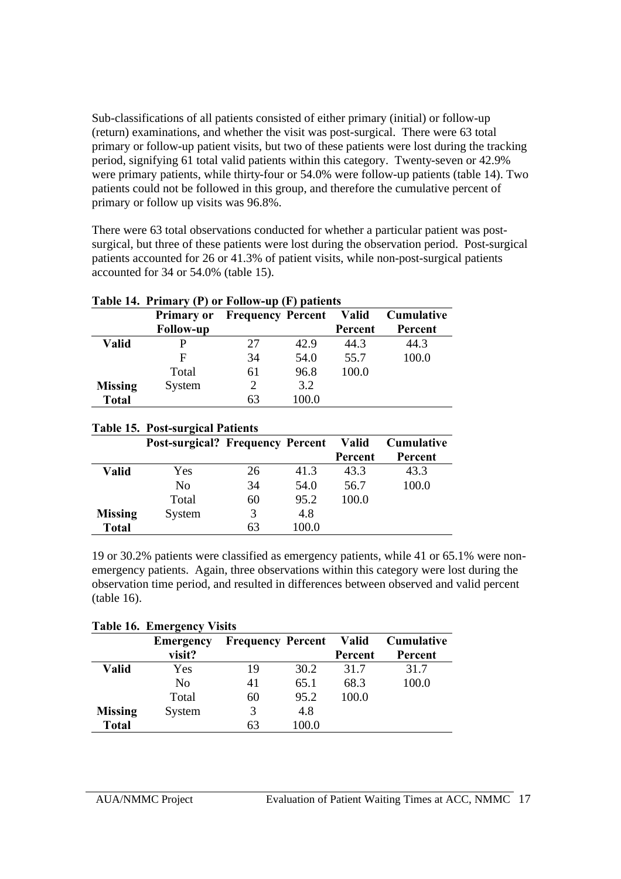Sub-classifications of all patients consisted of either primary (initial) or follow-up (return) examinations, and whether the visit was post-surgical. There were 63 total primary or follow-up patient visits, but two of these patients were lost during the tracking period, signifying 61 total valid patients within this category. Twenty-seven or 42.9% were primary patients, while thirty-four or 54.0% were follow-up patients (table 14). Two patients could not be followed in this group, and therefore the cumulative percent of primary or follow up visits was 96.8%.

There were 63 total observations conducted for whether a particular patient was post-surgical, but three of these patients were lost during the observation period. Post-surgical patients accounted for 26 or 41.3% of patient visits, while non-post-surgical patients accounted for 34 or 54.0% (table 15).

**Table 14. Primary (P) or Follow-up (F) patients**

| | Primary or Follow-up | Frequency | Percent | Valid Percent | Cumulative Percent |
|---|---|---|---|---|---|
| **Valid** | P | 27 | 42.9 | 44.3 | 44.3 |
| | F | 34 | 54.0 | 55.7 | 100.0 |
| | Total | 61 | 96.8 | 100.0 | |
| **Missing** | System | 2 | 3.2 | | |
| **Total** | | 63 | 100.0 | | |

**Table 15. Post-surgical Patients**

| | Post-surgical? | Frequency | Percent | Valid Percent | Cumulative Percent |
|---|---|---|---|---|---|
| **Valid** | Yes | 26 | 41.3 | 43.3 | 43.3 |
| | No | 34 | 54.0 | 56.7 | 100.0 |
| | Total | 60 | 95.2 | 100.0 | |
| **Missing** | System | 3 | 4.8 | | |
| **Total** | | 63 | 100.0 | | |

19 or 30.2% patients were classified as emergency patients, while 41 or 65.1% were non-emergency patients. Again, three observations within this category were lost during the observation time period, and resulted in differences between observed and valid percent (table 16).

**Table 16. Emergency Visits**

| | Emergency visit? | Frequency | Percent | Valid Percent | Cumulative Percent |
|---|---|---|---|---|---|
| **Valid** | Yes | 19 | 30.2 | 31.7 | 31.7 |
| | No | 41 | 65.1 | 68.3 | 100.0 |
| | Total | 60 | 95.2 | 100.0 | |
| **Missing** | System | 3 | 4.8 | | |
| **Total** | | 63 | 100.0 | | |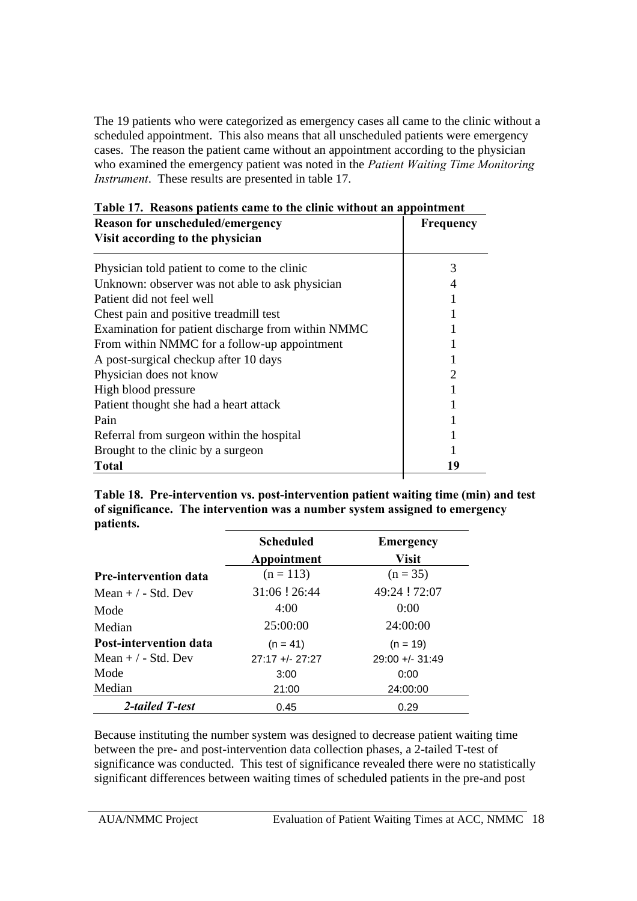The 19 patients who were categorized as emergency cases all came to the clinic without a scheduled appointment. This also means that all unscheduled patients were emergency cases. The reason the patient came without an appointment according to the physician who examined the emergency patient was noted in the *Patient Waiting Time Monitoring Instrument*. These results are presented in table 17.

**Table 17. Reasons patients came to the clinic without an appointment**

| Reason for unscheduled/emergency Visit according to the physician | Frequency |
|---|---|
| Physician told patient to come to the clinic | 3 |
| Unknown: observer was not able to ask physician | 4 |
| Patient did not feel well | 1 |
| Chest pain and positive treadmill test | 1 |
| Examination for patient discharge from within NMMC | 1 |
| From within NMMC for a follow-up appointment | 1 |
| A post-surgical checkup after 10 days | 1 |
| Physician does not know | 2 |
| High blood pressure | 1 |
| Patient thought she had a heart attack | 1 |
| Pain | 1 |
| Referral from surgeon within the hospital | 1 |
| Brought to the clinic by a surgeon | 1 |
| **Total** | **19** |

**Table 18. Pre-intervention vs. post-intervention patient waiting time (min) and test of significance. The intervention was a number system assigned to emergency patients.**

| | Scheduled Appointment | Emergency Visit |
|---|---|---|
| **Pre-intervention data** | (n = 113) | (n = 35) |
| Mean + / - Std. Dev | 31:06 ! 26:44 | 49:24 ! 72:07 |
| Mode | 4:00 | 0:00 |
| Median | 25:00:00 | 24:00:00 |
| **Post-intervention data** | (n = 41) | (n = 19) |
| Mean + / - Std. Dev | 27:17 +/- 27:27 | 29:00 +/- 31:49 |
| Mode | 3:00 | 0:00 |
| Median | 21:00 | 24:00:00 |
| ***2-tailed T-test*** | 0.45 | 0.29 |

Because instituting the number system was designed to decrease patient waiting time between the pre- and post-intervention data collection phases, a 2-tailed T-test of significance was conducted. This test of significance revealed there were no statistically significant differences between waiting times of scheduled patients in the pre-and post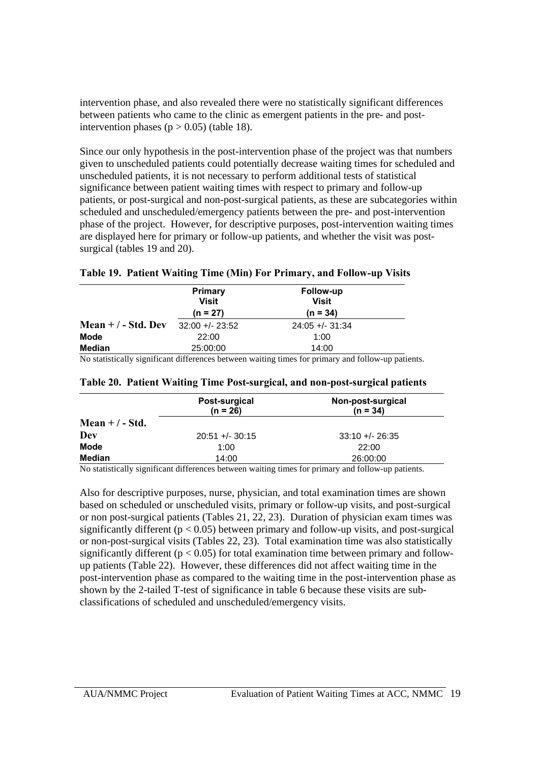intervention phase, and also revealed there were no statistically significant differences between patients who came to the clinic as emergent patients in the pre- and post-intervention phases ($p > 0.05$) (table 18).

Since our only hypothesis in the post-intervention phase of the project was that numbers given to unscheduled patients could potentially decrease waiting times for scheduled and unscheduled patients, it is not necessary to perform additional tests of statistical significance between patient waiting times with respect to primary and follow-up patients, or post-surgical and non-post-surgical patients, as these are subcategories within scheduled and unscheduled/emergency patients between the pre- and post-intervention phase of the project. However, for descriptive purposes, post-intervention waiting times are displayed here for primary or follow-up patients, and whether the visit was post-surgical (tables 19 and 20).

**Table 19. Patient Waiting Time (Min) For Primary, and Follow-up Visits**

| | Primary Visit (n = 27) | Follow-up Visit (n = 34) |
|---|---|---|
| **Mean + / - Std. Dev** | 32:00 +/- 23:52 | 24:05 +/- 31:34 |
| **Mode** | 22:00 | 1:00 |
| **Median** | 25:00:00 | 14:00 |

No statistically significant differences between waiting times for primary and follow-up patients.

**Table 20. Patient Waiting Time Post-surgical, and non-post-surgical patients**

| | Post-surgical (n = 26) | Non-post-surgical (n = 34) |
|---|---|---|
| **Mean + / - Std. Dev** | 20:51 +/- 30:15 | 33:10 +/- 26:35 |
| **Mode** | 1:00 | 22:00 |
| **Median** | 14:00 | 26:00:00 |

No statistically significant differences between waiting times for primary and follow-up patients.

Also for descriptive purposes, nurse, physician, and total examination times are shown based on scheduled or unscheduled visits, primary or follow-up visits, and post-surgical or non post-surgical patients (Tables 21, 22, 23). Duration of physician exam times was significantly different ($p < 0.05$) between primary and follow-up visits, and post-surgical or non-post-surgical visits (Tables 22, 23). Total examination time was also statistically significantly different ($p < 0.05$) for total examination time between primary and follow-up patients (Table 22). However, these differences did not affect waiting time in the post-intervention phase as compared to the waiting time in the post-intervention phase as shown by the 2-tailed T-test of significance in table 6 because these visits are sub-classifications of scheduled and unscheduled/emergency visits.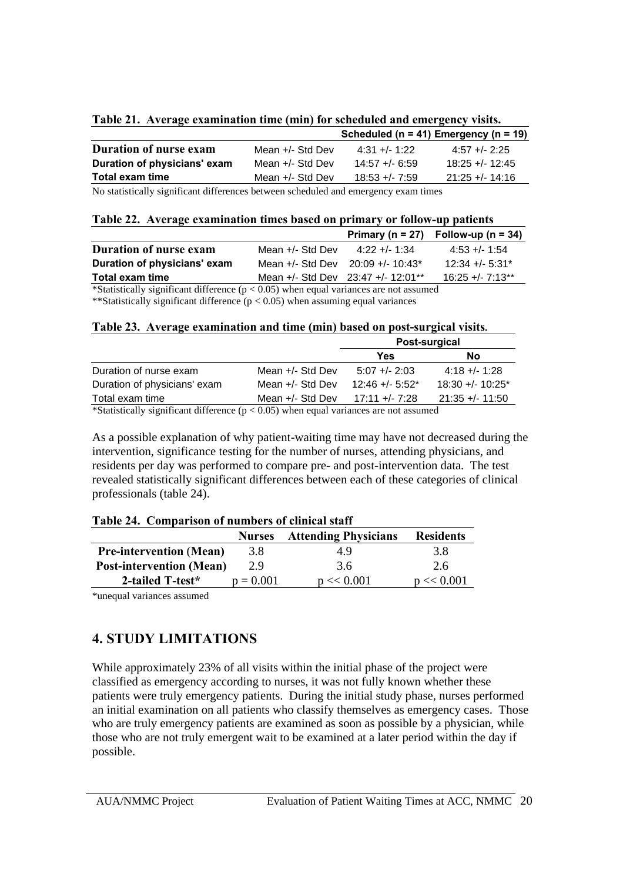**Table 21. Average examination time (min) for scheduled and emergency visits.**

| | | Scheduled (n = 41) | Emergency (n = 19) |
|---|---|---|---|
| **Duration of nurse exam** | Mean +/- Std Dev | 4:31 +/- 1:22 | 4:57 +/- 2:25 |
| **Duration of physicians' exam** | Mean +/- Std Dev | 14:57 +/- 6:59 | 18:25 +/- 12:45 |
| **Total exam time** | Mean +/- Std Dev | 18:53 +/- 7:59 | 21:25 +/- 14:16 |

No statistically significant differences between scheduled and emergency exam times

**Table 22. Average examination times based on primary or follow-up patients**

| | | Primary (n = 27) | Follow-up (n = 34) |
|---|---|---|---|
| **Duration of nurse exam** | Mean +/- Std Dev | 4:22 +/- 1:34 | 4:53 +/- 1:54 |
| **Duration of physicians' exam** | Mean +/- Std Dev | 20:09 +/- 10:43* | 12:34 +/- 5:31* |
| **Total exam time** | Mean +/- Std Dev | 23:47 +/- 12:01** | 16:25 +/- 7:13** |

*Statistically significant difference ($p < 0.05$) when equal variances are not assumed

**Statistically significant difference ($p < 0.05$) when assuming equal variances

**Table 23. Average examination and time (min) based on post-surgical visits.**

| | | Post-surgical | |
|---|---|---|---|
| | | Yes | No |
| Duration of nurse exam | Mean +/- Std Dev | 5:07 +/- 2:03 | 4:18 +/- 1:28 |
| Duration of physicians' exam | Mean +/- Std Dev | 12:46 +/- 5:52* | 18:30 +/- 10:25* |
| Total exam time | Mean +/- Std Dev | 17:11 +/- 7:28 | 21:35 +/- 11:50 |

*Statistically significant difference ($p < 0.05$) when equal variances are not assumed

As a possible explanation of why patient-waiting time may have not decreased during the intervention, significance testing for the number of nurses, attending physicians, and residents per day was performed to compare pre- and post-intervention data. The test revealed statistically significant differences between each of these categories of clinical professionals (table 24).

**Table 24. Comparison of numbers of clinical staff**

| | Nurses | Attending Physicians | Residents |
|---|---|---|---|
| **Pre-intervention (Mean)** | 3.8 | 4.9 | 3.8 |
| **Post-intervention (Mean)** | 2.9 | 3.6 | 2.6 |
| **2-tailed T-test*** | $p = 0.001$ | $p << 0.001$ | $p << 0.001$ |

*unequal variances assumed

## 4. STUDY LIMITATIONS

While approximately 23% of all visits within the initial phase of the project were classified as emergency according to nurses, it was not fully known whether these patients were truly emergency patients. During the initial study phase, nurses performed an initial examination on all patients who classify themselves as emergency cases. Those who are truly emergency patients are examined as soon as possible by a physician, while those who are not truly emergent wait to be examined at a later period within the day if possible.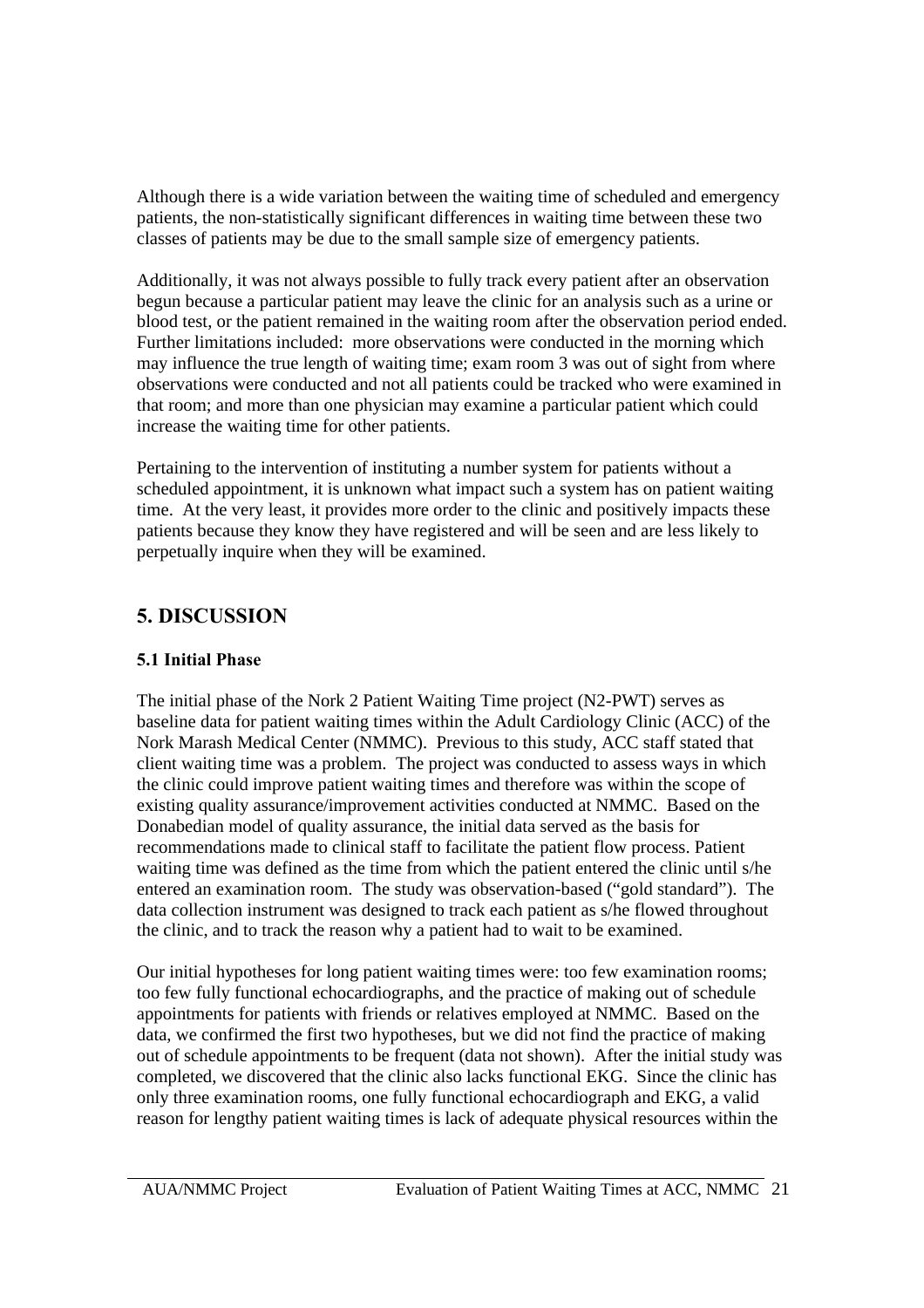Although there is a wide variation between the waiting time of scheduled and emergency patients, the non-statistically significant differences in waiting time between these two classes of patients may be due to the small sample size of emergency patients.

Additionally, it was not always possible to fully track every patient after an observation begun because a particular patient may leave the clinic for an analysis such as a urine or blood test, or the patient remained in the waiting room after the observation period ended. Further limitations included: more observations were conducted in the morning which may influence the true length of waiting time; exam room 3 was out of sight from where observations were conducted and not all patients could be tracked who were examined in that room; and more than one physician may examine a particular patient which could increase the waiting time for other patients.

Pertaining to the intervention of instituting a number system for patients without a scheduled appointment, it is unknown what impact such a system has on patient waiting time. At the very least, it provides more order to the clinic and positively impacts these patients because they know they have registered and will be seen and are less likely to perpetually inquire when they will be examined.

# 5. DISCUSSION

## 5.1 Initial Phase

The initial phase of the Nork 2 Patient Waiting Time project (N2-PWT) serves as baseline data for patient waiting times within the Adult Cardiology Clinic (ACC) of the Nork Marash Medical Center (NMMC). Previous to this study, ACC staff stated that client waiting time was a problem. The project was conducted to assess ways in which the clinic could improve patient waiting times and therefore was within the scope of existing quality assurance/improvement activities conducted at NMMC. Based on the Donabedian model of quality assurance, the initial data served as the basis for recommendations made to clinical staff to facilitate the patient flow process. Patient waiting time was defined as the time from which the patient entered the clinic until s/he entered an examination room. The study was observation-based ("gold standard"). The data collection instrument was designed to track each patient as s/he flowed throughout the clinic, and to track the reason why a patient had to wait to be examined.

Our initial hypotheses for long patient waiting times were: too few examination rooms; too few fully functional echocardiographs, and the practice of making out of schedule appointments for patients with friends or relatives employed at NMMC. Based on the data, we confirmed the first two hypotheses, but we did not find the practice of making out of schedule appointments to be frequent (data not shown). After the initial study was completed, we discovered that the clinic also lacks functional EKG. Since the clinic has only three examination rooms, one fully functional echocardiograph and EKG, a valid reason for lengthy patient waiting times is lack of adequate physical resources within the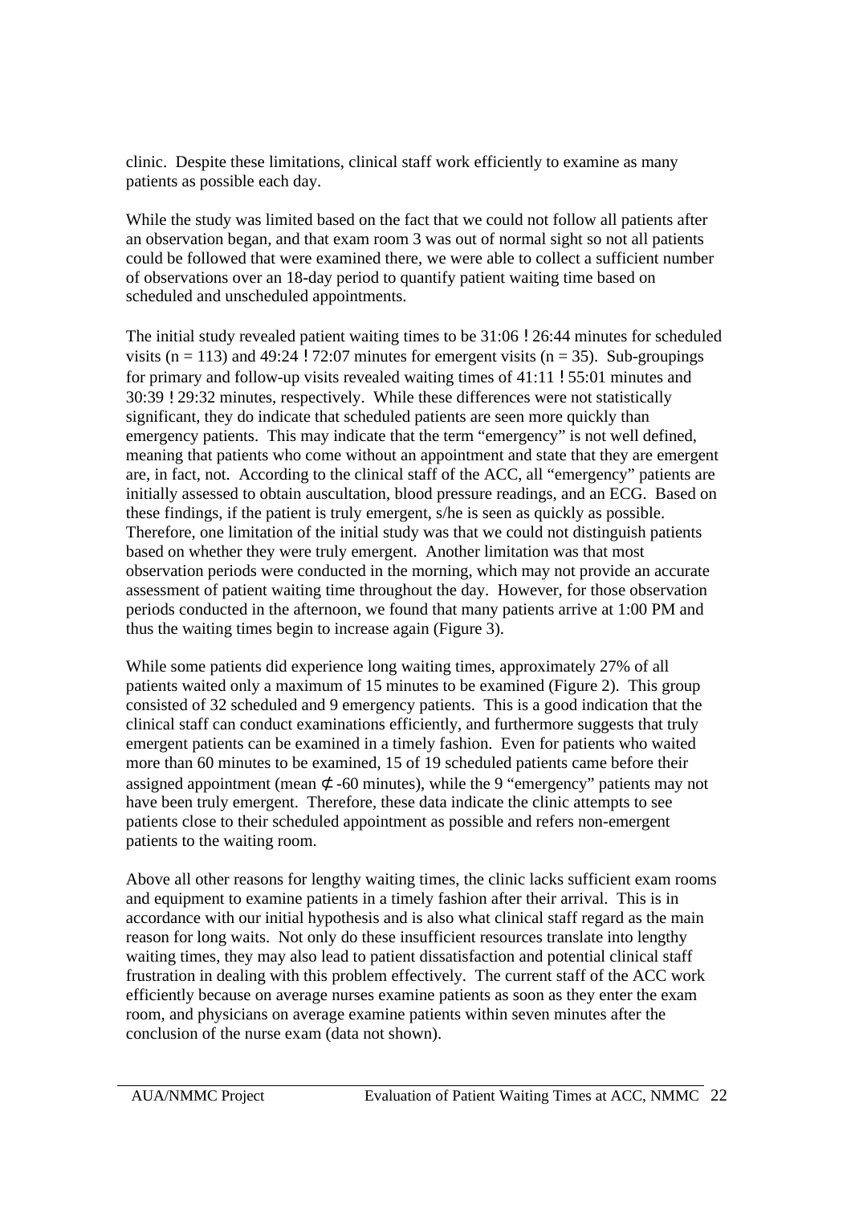clinic. Despite these limitations, clinical staff work efficiently to examine as many patients as possible each day.

While the study was limited based on the fact that we could not follow all patients after an observation began, and that exam room 3 was out of normal sight so not all patients could be followed that were examined there, we were able to collect a sufficient number of observations over an 18-day period to quantify patient waiting time based on scheduled and unscheduled appointments.

The initial study revealed patient waiting times to be 31:06 ! 26:44 minutes for scheduled visits (n = 113) and 49:24 ! 72:07 minutes for emergent visits (n = 35). Sub-groupings for primary and follow-up visits revealed waiting times of 41:11 ! 55:01 minutes and 30:39 ! 29:32 minutes, respectively. While these differences were not statistically significant, they do indicate that scheduled patients are seen more quickly than emergency patients. This may indicate that the term "emergency" is not well defined, meaning that patients who come without an appointment and state that they are emergent are, in fact, not. According to the clinical staff of the ACC, all "emergency" patients are initially assessed to obtain auscultation, blood pressure readings, and an ECG. Based on these findings, if the patient is truly emergent, s/he is seen as quickly as possible. Therefore, one limitation of the initial study was that we could not distinguish patients based on whether they were truly emergent. Another limitation was that most observation periods were conducted in the morning, which may not provide an accurate assessment of patient waiting time throughout the day. However, for those observation periods conducted in the afternoon, we found that many patients arrive at 1:00 PM and thus the waiting times begin to increase again (Figure 3).

While some patients did experience long waiting times, approximately 27% of all patients waited only a maximum of 15 minutes to be examined (Figure 2). This group consisted of 32 scheduled and 9 emergency patients. This is a good indication that the clinical staff can conduct examinations efficiently, and furthermore suggests that truly emergent patients can be examined in a timely fashion. Even for patients who waited more than 60 minutes to be examined, 15 of 19 scheduled patients came before their assigned appointment (mean ⊄ -60 minutes), while the 9 "emergency" patients may not have been truly emergent. Therefore, these data indicate the clinic attempts to see patients close to their scheduled appointment as possible and refers non-emergent patients to the waiting room.

Above all other reasons for lengthy waiting times, the clinic lacks sufficient exam rooms and equipment to examine patients in a timely fashion after their arrival. This is in accordance with our initial hypothesis and is also what clinical staff regard as the main reason for long waits. Not only do these insufficient resources translate into lengthy waiting times, they may also lead to patient dissatisfaction and potential clinical staff frustration in dealing with this problem effectively. The current staff of the ACC work efficiently because on average nurses examine patients as soon as they enter the exam room, and physicians on average examine patients within seven minutes after the conclusion of the nurse exam (data not shown).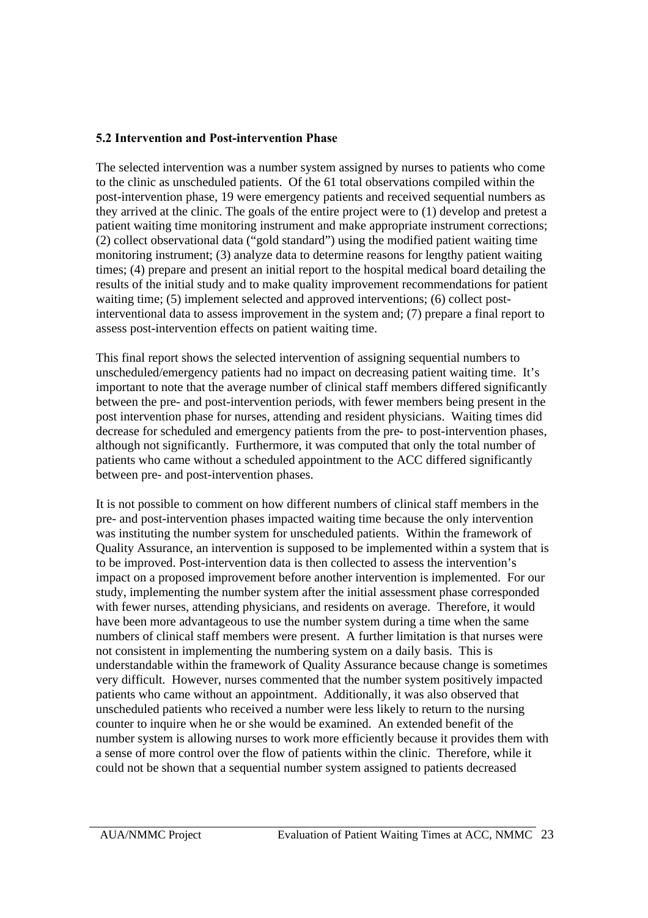### 5.2 Intervention and Post-intervention Phase

The selected intervention was a number system assigned by nurses to patients who come to the clinic as unscheduled patients. Of the 61 total observations compiled within the post-intervention phase, 19 were emergency patients and received sequential numbers as they arrived at the clinic. The goals of the entire project were to (1) develop and pretest a patient waiting time monitoring instrument and make appropriate instrument corrections; (2) collect observational data ("gold standard") using the modified patient waiting time monitoring instrument; (3) analyze data to determine reasons for lengthy patient waiting times; (4) prepare and present an initial report to the hospital medical board detailing the results of the initial study and to make quality improvement recommendations for patient waiting time; (5) implement selected and approved interventions; (6) collect post-interventional data to assess improvement in the system and; (7) prepare a final report to assess post-intervention effects on patient waiting time.

This final report shows the selected intervention of assigning sequential numbers to unscheduled/emergency patients had no impact on decreasing patient waiting time. It's important to note that the average number of clinical staff members differed significantly between the pre- and post-intervention periods, with fewer members being present in the post intervention phase for nurses, attending and resident physicians. Waiting times did decrease for scheduled and emergency patients from the pre- to post-intervention phases, although not significantly. Furthermore, it was computed that only the total number of patients who came without a scheduled appointment to the ACC differed significantly between pre- and post-intervention phases.

It is not possible to comment on how different numbers of clinical staff members in the pre- and post-intervention phases impacted waiting time because the only intervention was instituting the number system for unscheduled patients. Within the framework of Quality Assurance, an intervention is supposed to be implemented within a system that is to be improved. Post-intervention data is then collected to assess the intervention's impact on a proposed improvement before another intervention is implemented. For our study, implementing the number system after the initial assessment phase corresponded with fewer nurses, attending physicians, and residents on average. Therefore, it would have been more advantageous to use the number system during a time when the same numbers of clinical staff members were present. A further limitation is that nurses were not consistent in implementing the numbering system on a daily basis. This is understandable within the framework of Quality Assurance because change is sometimes very difficult. However, nurses commented that the number system positively impacted patients who came without an appointment. Additionally, it was also observed that unscheduled patients who received a number were less likely to return to the nursing counter to inquire when he or she would be examined. An extended benefit of the number system is allowing nurses to work more efficiently because it provides them with a sense of more control over the flow of patients within the clinic. Therefore, while it could not be shown that a sequential number system assigned to patients decreased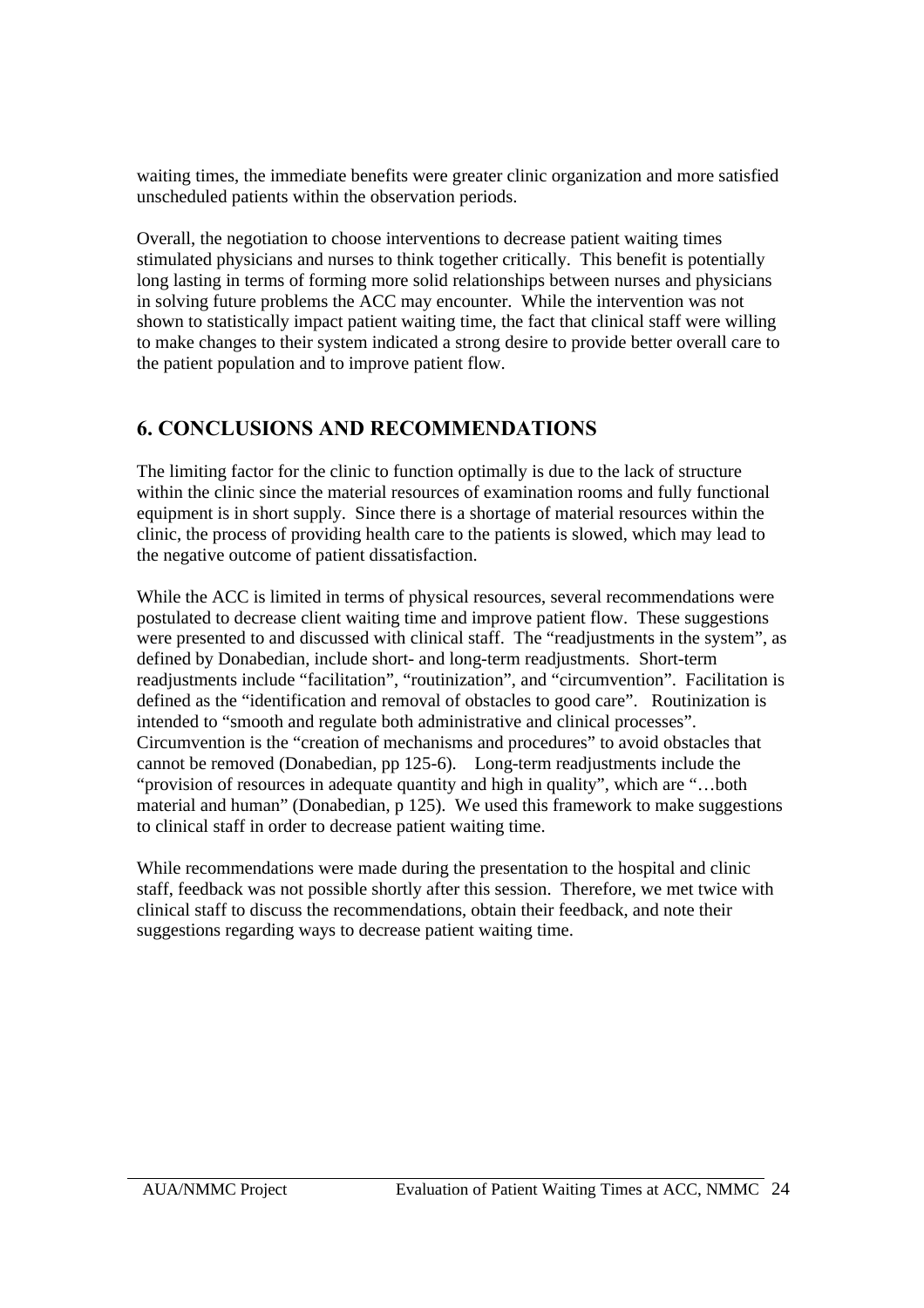waiting times, the immediate benefits were greater clinic organization and more satisfied unscheduled patients within the observation periods.

Overall, the negotiation to choose interventions to decrease patient waiting times stimulated physicians and nurses to think together critically. This benefit is potentially long lasting in terms of forming more solid relationships between nurses and physicians in solving future problems the ACC may encounter. While the intervention was not shown to statistically impact patient waiting time, the fact that clinical staff were willing to make changes to their system indicated a strong desire to provide better overall care to the patient population and to improve patient flow.

## 6. CONCLUSIONS AND RECOMMENDATIONS

The limiting factor for the clinic to function optimally is due to the lack of structure within the clinic since the material resources of examination rooms and fully functional equipment is in short supply. Since there is a shortage of material resources within the clinic, the process of providing health care to the patients is slowed, which may lead to the negative outcome of patient dissatisfaction.

While the ACC is limited in terms of physical resources, several recommendations were postulated to decrease client waiting time and improve patient flow. These suggestions were presented to and discussed with clinical staff. The "readjustments in the system", as defined by Donabedian, include short- and long-term readjustments. Short-term readjustments include "facilitation", "routinization", and "circumvention". Facilitation is defined as the "identification and removal of obstacles to good care". Routinization is intended to "smooth and regulate both administrative and clinical processes". Circumvention is the "creation of mechanisms and procedures" to avoid obstacles that cannot be removed (Donabedian, pp 125-6). Long-term readjustments include the "provision of resources in adequate quantity and high in quality", which are "…both material and human" (Donabedian, p 125). We used this framework to make suggestions to clinical staff in order to decrease patient waiting time.

While recommendations were made during the presentation to the hospital and clinic staff, feedback was not possible shortly after this session. Therefore, we met twice with clinical staff to discuss the recommendations, obtain their feedback, and note their suggestions regarding ways to decrease patient waiting time.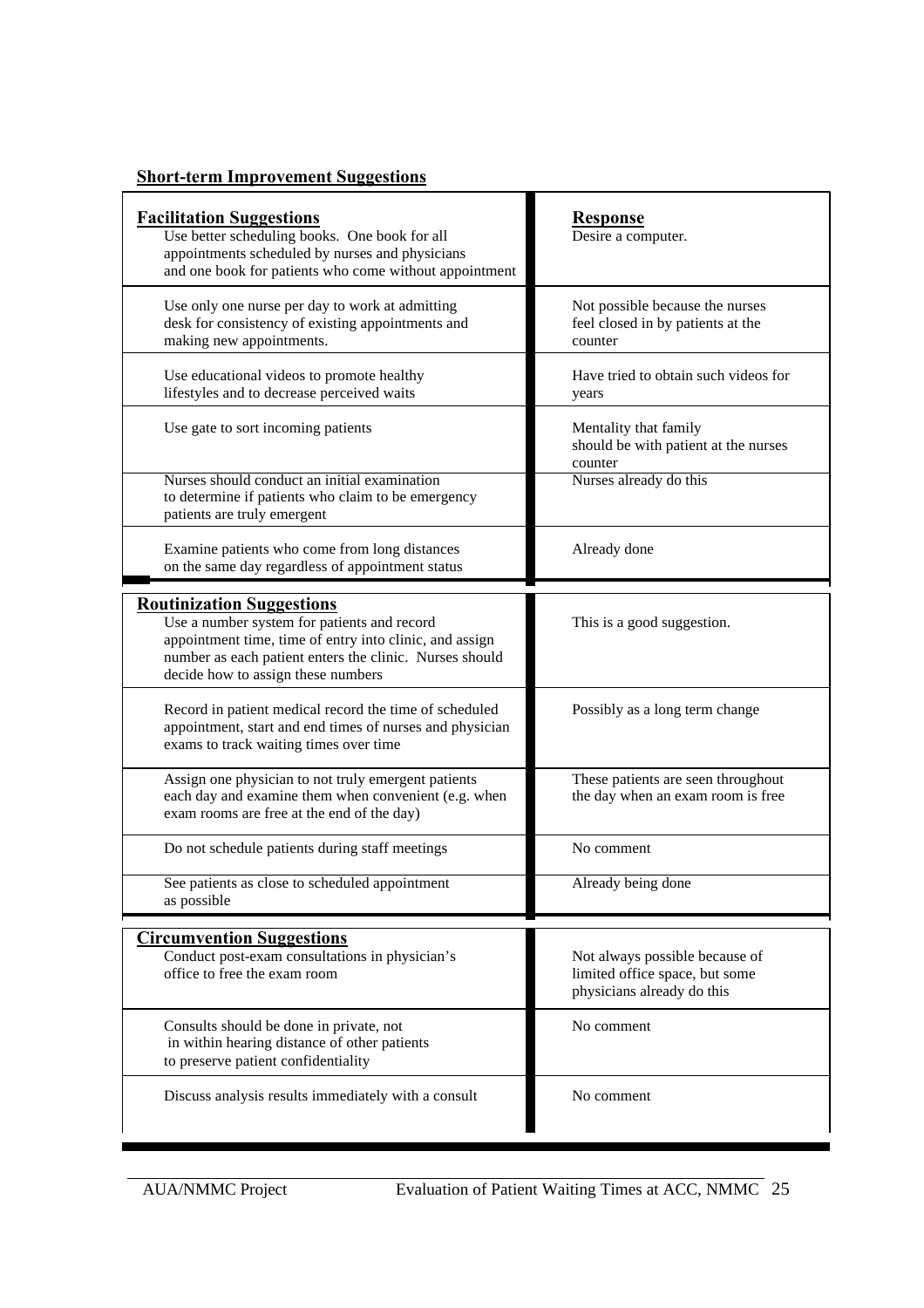## Short-term Improvement Suggestions

| Facilitation Suggestions | Response |
|---|---|
| Use better scheduling books. One book for all appointments scheduled by nurses and physicians and one book for patients who come without appointment | Desire a computer. |
| Use only one nurse per day to work at admitting desk for consistency of existing appointments and making new appointments. | Not possible because the nurses feel closed in by patients at the counter |
| Use educational videos to promote healthy lifestyles and to decrease perceived waits | Have tried to obtain such videos for years |
| Use gate to sort incoming patients | Mentality that family should be with patient at the nurses counter |
| Nurses should conduct an initial examination to determine if patients who claim to be emergency patients are truly emergent | Nurses already do this |
| Examine patients who come from long distances on the same day regardless of appointment status | Already done |
| **Routinization Suggestions** | |
| Use a number system for patients and record appointment time, time of entry into clinic, and assign number as each patient enters the clinic. Nurses should decide how to assign these numbers | This is a good suggestion. |
| Record in patient medical record the time of scheduled appointment, start and end times of nurses and physician exams to track waiting times over time | Possibly as a long term change |
| Assign one physician to not truly emergent patients each day and examine them when convenient (e.g. when exam rooms are free at the end of the day) | These patients are seen throughout the day when an exam room is free |
| Do not schedule patients during staff meetings | No comment |
| See patients as close to scheduled appointment as possible | Already being done |
| **Circumvention Suggestions** | |
| Conduct post-exam consultations in physician's office to free the exam room | Not always possible because of limited office space, but some physicians already do this |
| Consults should be done in private, not in within hearing distance of other patients to preserve patient confidentiality | No comment |
| Discuss analysis results immediately with a consult | No comment |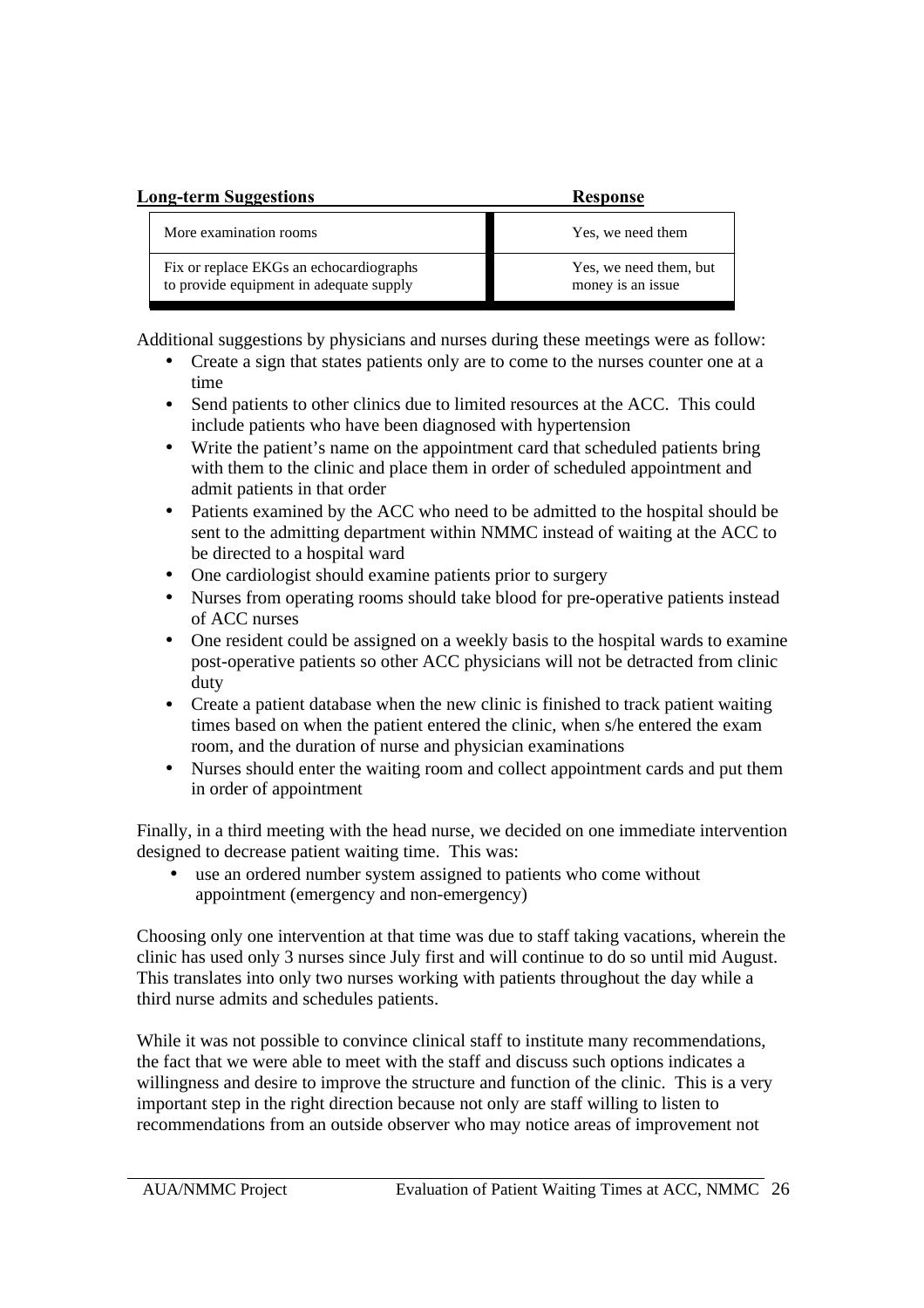| Long-term Suggestions | Response |
| --- | --- |
| More examination rooms | Yes, we need them |
| Fix or replace EKGs an echocardiographs to provide equipment in adequate supply | Yes, we need them, but money is an issue |

Additional suggestions by physicians and nurses during these meetings were as follow:

- Create a sign that states patients only are to come to the nurses counter one at a time
- Send patients to other clinics due to limited resources at the ACC. This could include patients who have been diagnosed with hypertension
- Write the patient's name on the appointment card that scheduled patients bring with them to the clinic and place them in order of scheduled appointment and admit patients in that order
- Patients examined by the ACC who need to be admitted to the hospital should be sent to the admitting department within NMMC instead of waiting at the ACC to be directed to a hospital ward
- One cardiologist should examine patients prior to surgery
- Nurses from operating rooms should take blood for pre-operative patients instead of ACC nurses
- One resident could be assigned on a weekly basis to the hospital wards to examine post-operative patients so other ACC physicians will not be detracted from clinic duty
- Create a patient database when the new clinic is finished to track patient waiting times based on when the patient entered the clinic, when s/he entered the exam room, and the duration of nurse and physician examinations
- Nurses should enter the waiting room and collect appointment cards and put them in order of appointment

Finally, in a third meeting with the head nurse, we decided on one immediate intervention designed to decrease patient waiting time. This was:

- use an ordered number system assigned to patients who come without appointment (emergency and non-emergency)

Choosing only one intervention at that time was due to staff taking vacations, wherein the clinic has used only 3 nurses since July first and will continue to do so until mid August. This translates into only two nurses working with patients throughout the day while a third nurse admits and schedules patients.

While it was not possible to convince clinical staff to institute many recommendations, the fact that we were able to meet with the staff and discuss such options indicates a willingness and desire to improve the structure and function of the clinic. This is a very important step in the right direction because not only are staff willing to listen to recommendations from an outside observer who may notice areas of improvement not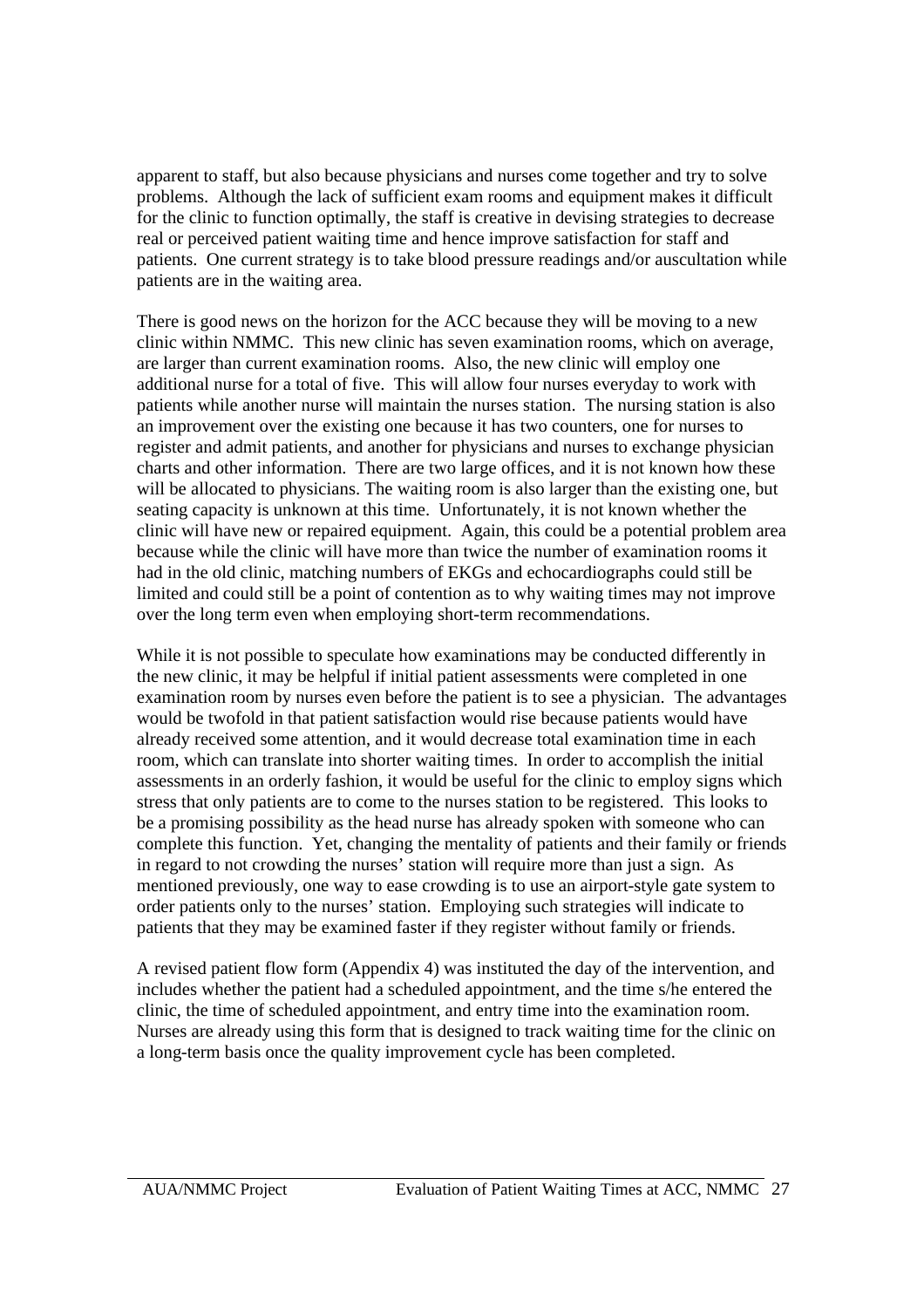apparent to staff, but also because physicians and nurses come together and try to solve problems. Although the lack of sufficient exam rooms and equipment makes it difficult for the clinic to function optimally, the staff is creative in devising strategies to decrease real or perceived patient waiting time and hence improve satisfaction for staff and patients. One current strategy is to take blood pressure readings and/or auscultation while patients are in the waiting area.

There is good news on the horizon for the ACC because they will be moving to a new clinic within NMMC. This new clinic has seven examination rooms, which on average, are larger than current examination rooms. Also, the new clinic will employ one additional nurse for a total of five. This will allow four nurses everyday to work with patients while another nurse will maintain the nurses station. The nursing station is also an improvement over the existing one because it has two counters, one for nurses to register and admit patients, and another for physicians and nurses to exchange physician charts and other information. There are two large offices, and it is not known how these will be allocated to physicians. The waiting room is also larger than the existing one, but seating capacity is unknown at this time. Unfortunately, it is not known whether the clinic will have new or repaired equipment. Again, this could be a potential problem area because while the clinic will have more than twice the number of examination rooms it had in the old clinic, matching numbers of EKGs and echocardiographs could still be limited and could still be a point of contention as to why waiting times may not improve over the long term even when employing short-term recommendations.

While it is not possible to speculate how examinations may be conducted differently in the new clinic, it may be helpful if initial patient assessments were completed in one examination room by nurses even before the patient is to see a physician. The advantages would be twofold in that patient satisfaction would rise because patients would have already received some attention, and it would decrease total examination time in each room, which can translate into shorter waiting times. In order to accomplish the initial assessments in an orderly fashion, it would be useful for the clinic to employ signs which stress that only patients are to come to the nurses station to be registered. This looks to be a promising possibility as the head nurse has already spoken with someone who can complete this function. Yet, changing the mentality of patients and their family or friends in regard to not crowding the nurses' station will require more than just a sign. As mentioned previously, one way to ease crowding is to use an airport-style gate system to order patients only to the nurses' station. Employing such strategies will indicate to patients that they may be examined faster if they register without family or friends.

A revised patient flow form (Appendix 4) was instituted the day of the intervention, and includes whether the patient had a scheduled appointment, and the time s/he entered the clinic, the time of scheduled appointment, and entry time into the examination room. Nurses are already using this form that is designed to track waiting time for the clinic on a long-term basis once the quality improvement cycle has been completed.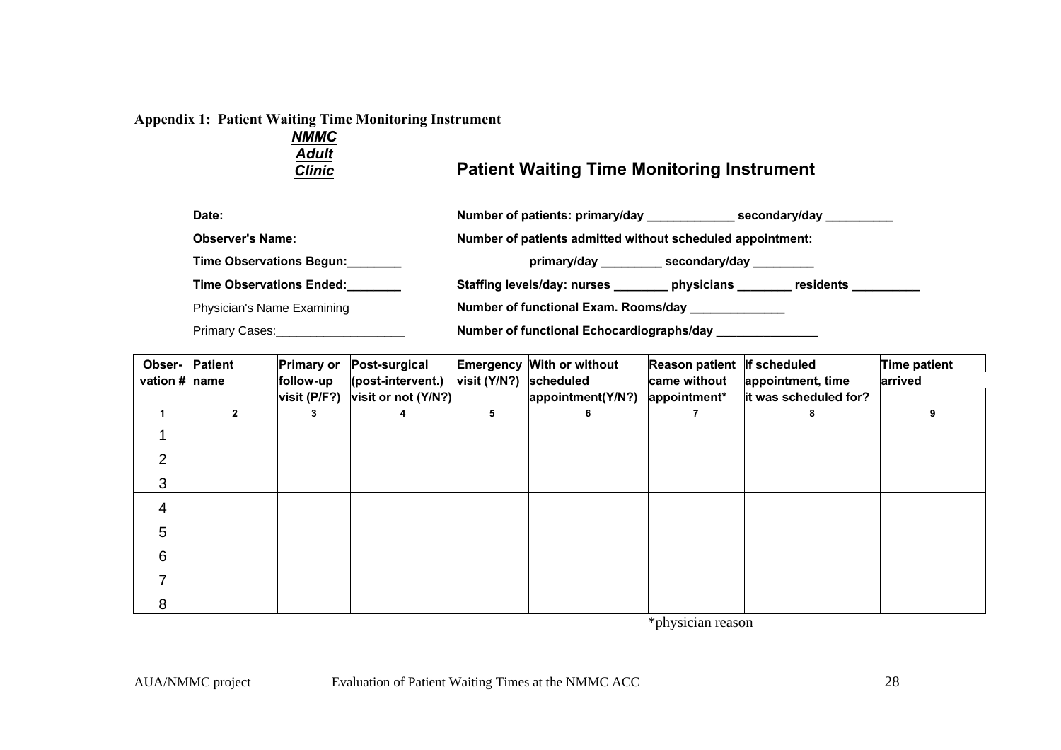**Appendix 1: Patient Waiting Time Monitoring Instrument**

***NMMC Adult Clinic***

## Patient Waiting Time Monitoring Instrument

**Date:**

**Observer's Name:**

**Time Observations Begun:________**

**Time Observations Ended:________**

Physician's Name Examining

Primary Cases:___________________

**Number of patients: primary/day _____________ secondary/day __________**

**Number of patients admitted without scheduled appointment:**

**primary/day _________ secondary/day _________**

**Staffing levels/day: nurses ________ physicians ________ residents __________**

**Number of functional Exam. Rooms/day ______________**

**Number of functional Echocardiographs/day _______________**

| Obser-vation # | Patient name | Primary or follow-up visit (P/F?) | Post-surgical (post-intervent.) visit or not (Y/N?) | Emergency visit (Y/N?) | With or without scheduled appointment(Y/N?) | Reason patient came without appointment* | If scheduled appointment, time it was scheduled for? | Time patient arrived |
|---|---|---|---|---|---|---|---|---|
| 1 | 2 | 3 | 4 | 5 | 6 | 7 | 8 | 9 |
| 1 | | | | | | | | |
| 2 | | | | | | | | |
| 3 | | | | | | | | |
| 4 | | | | | | | | |
| 5 | | | | | | | | |
| 6 | | | | | | | | |
| 7 | | | | | | | | |
| 8 | | | | | | | | |

*physician reason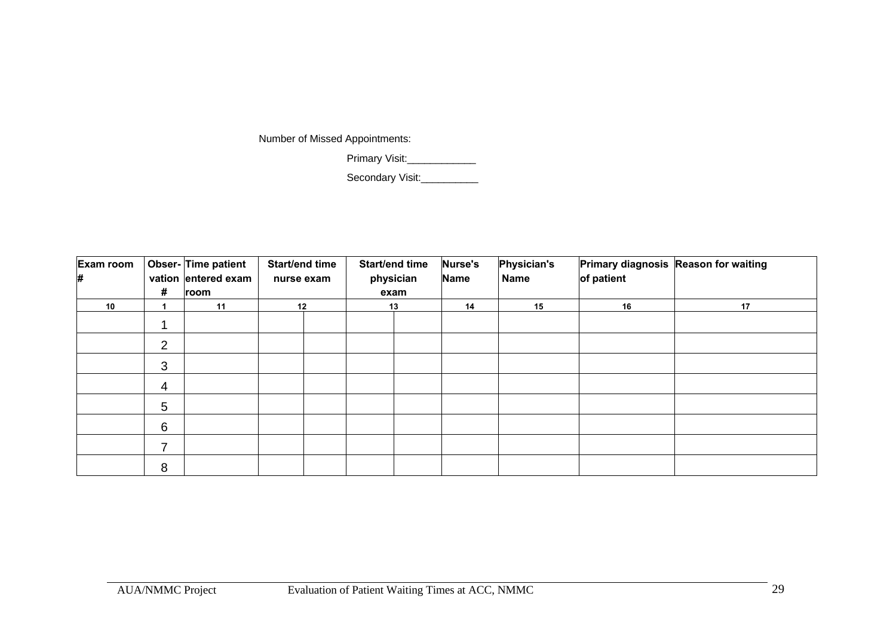Number of Missed Appointments:

Primary Visit:____________

Secondary Visit:__________

| Exam room # | Obser-vation # | Time patient entered exam room | Start/end time nurse exam | | Start/end time physician exam | | Nurse's Name | Physician's Name | Primary diagnosis of patient | Reason for waiting |
|---|---|---|---|---|---|---|---|---|---|---|
| 10 | 1 | 11 | 12 | | 13 | | 14 | 15 | 16 | 17 |
| | 1 | | | | | | | | | |
| | 2 | | | | | | | | | |
| | 3 | | | | | | | | | |
| | 4 | | | | | | | | | |
| | 5 | | | | | | | | | |
| | 6 | | | | | | | | | |
| | 7 | | | | | | | | | |
| | 8 | | | | | | | | | |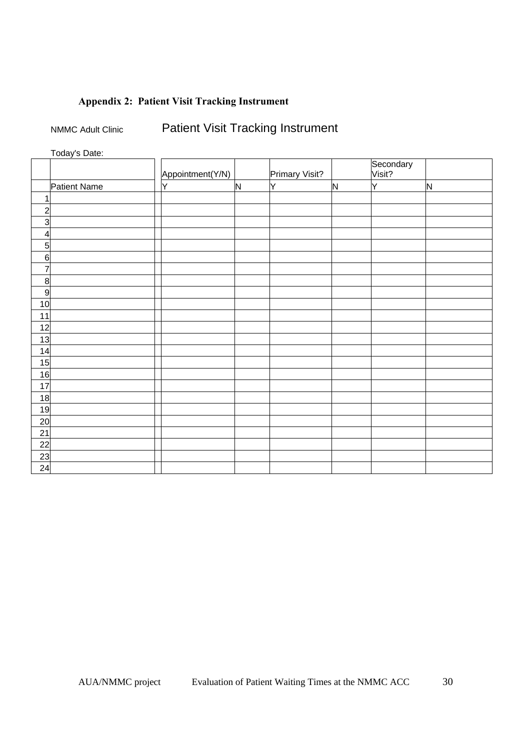**Appendix 2: Patient Visit Tracking Instrument**

NMMC Adult Clinic

## Patient Visit Tracking Instrument

Today's Date:

| | | | Appointment(Y/N) | | Primary Visit? | | Secondary Visit? | |
|---|---|---|---|---|---|---|---|---|
| | Patient Name | | Y | N | Y | N | Y | N |
| 1 | | | | | | | | |
| 2 | | | | | | | | |
| 3 | | | | | | | | |
| 4 | | | | | | | | |
| 5 | | | | | | | | |
| 6 | | | | | | | | |
| 7 | | | | | | | | |
| 8 | | | | | | | | |
| 9 | | | | | | | | |
| 10 | | | | | | | | |
| 11 | | | | | | | | |
| 12 | | | | | | | | |
| 13 | | | | | | | | |
| 14 | | | | | | | | |
| 15 | | | | | | | | |
| 16 | | | | | | | | |
| 17 | | | | | | | | |
| 18 | | | | | | | | |
| 19 | | | | | | | | |
| 20 | | | | | | | | |
| 21 | | | | | | | | |
| 22 | | | | | | | | |
| 23 | | | | | | | | |
| 24 | | | | | | | | |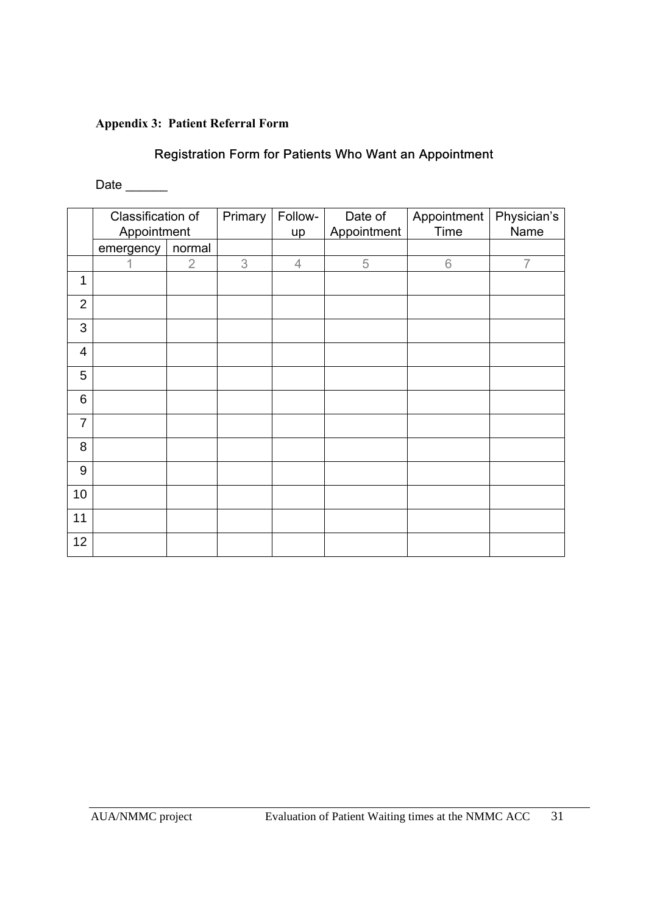### Appendix 3: Patient Referral Form

## Registration Form for Patients Who Want an Appointment

Date ______

| | Classification of Appointment | | Primary | Follow-up | Date of Appointment | Appointment Time | Physician's Name |
|---|---|---|---|---|---|---|---|
| | emergency | normal | | | | | |
| | 1 | 2 | 3 | 4 | 5 | 6 | 7 |
| 1 | | | | | | | |
| 2 | | | | | | | |
| 3 | | | | | | | |
| 4 | | | | | | | |
| 5 | | | | | | | |
| 6 | | | | | | | |
| 7 | | | | | | | |
| 8 | | | | | | | |
| 9 | | | | | | | |
| 10 | | | | | | | |
| 11 | | | | | | | |
| 12 | | | | | | | |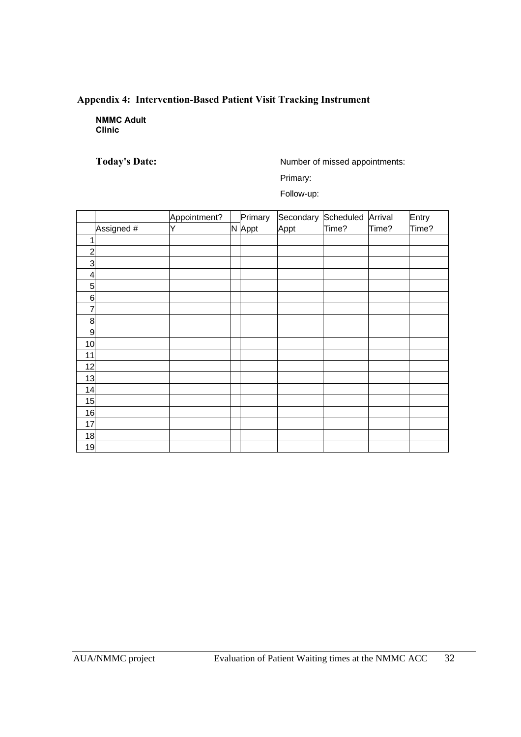## Appendix 4: Intervention-Based Patient Visit Tracking Instrument

**NMMC Adult Clinic**

**Today's Date:**

Number of missed appointments:

Primary:

Follow-up:

| | Assigned # | Appointment? Y | N | Primary Appt | Secondary Appt | Scheduled Time? | Arrival Time? | Entry Time? |
|---|---|---|---|---|---|---|---|---|
| 1 | | | | | | | | |
| 2 | | | | | | | | |
| 3 | | | | | | | | |
| 4 | | | | | | | | |
| 5 | | | | | | | | |
| 6 | | | | | | | | |
| 7 | | | | | | | | |
| 8 | | | | | | | | |
| 9 | | | | | | | | |
| 10 | | | | | | | | |
| 11 | | | | | | | | |
| 12 | | | | | | | | |
| 13 | | | | | | | | |
| 14 | | | | | | | | |
| 15 | | | | | | | | |
| 16 | | | | | | | | |
| 17 | | | | | | | | |
| 18 | | | | | | | | |
| 19 | | | | | | | | |